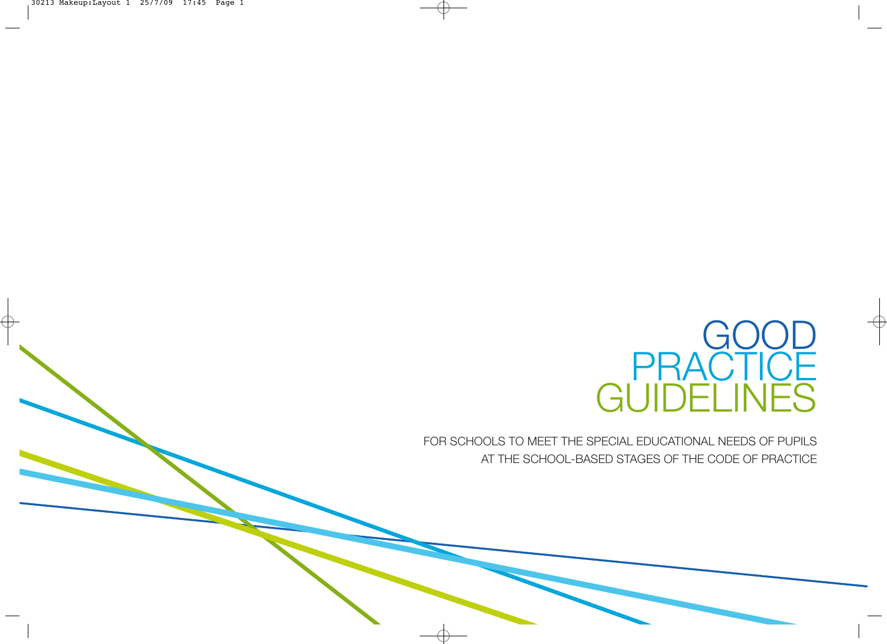# GOOD PRACTICE GUIDELINES

FOR SCHOOLS TO MEET THE SPECIAL EDUCATIONAL NEEDS OF PUPILS AT THE SCHOOL-BASED STAGES OF THE CODE OF PRACTICE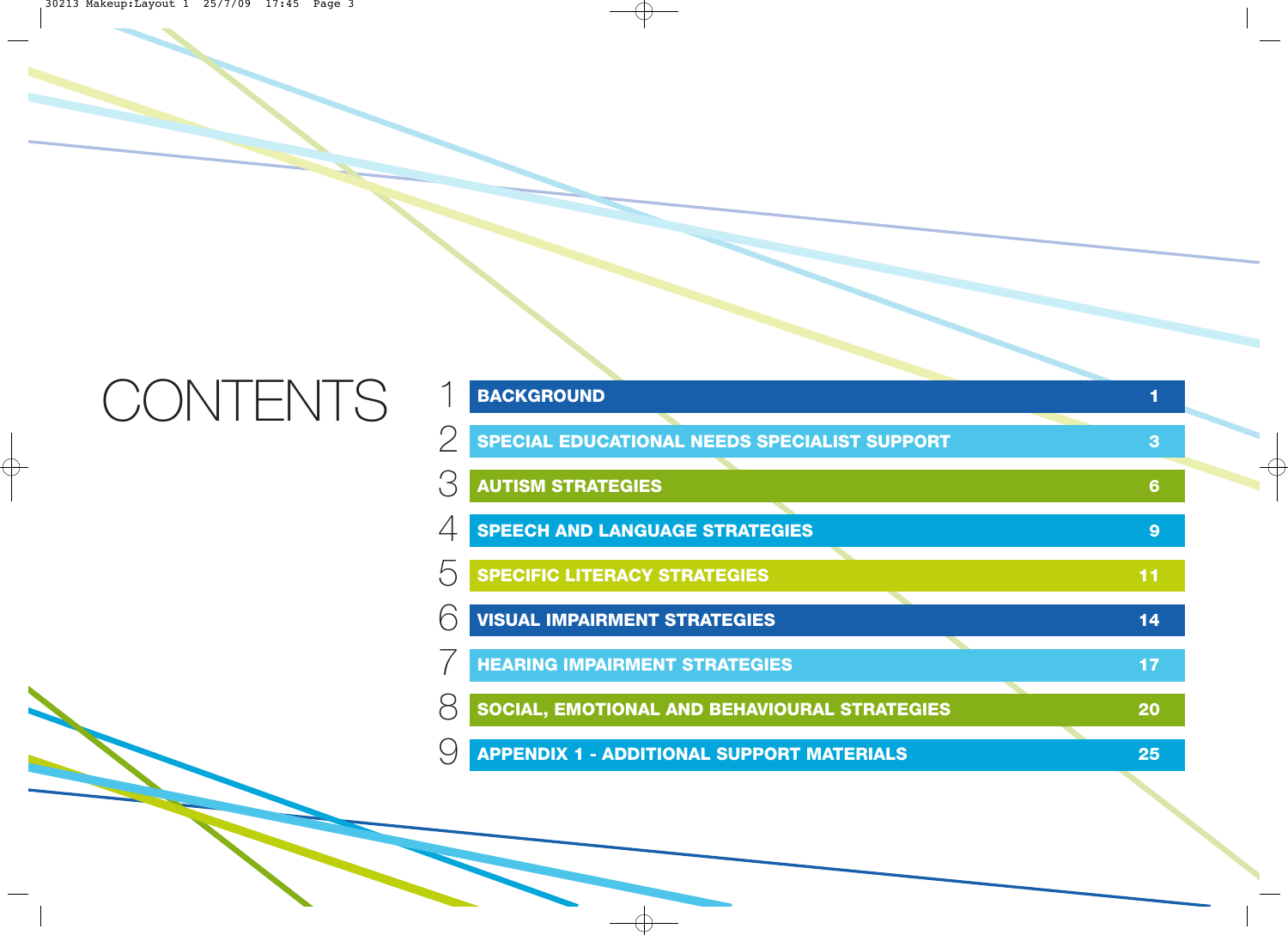# CONTENTS

| | | |
|---|---|---|
| 1 | BACKGROUND | 1 |
| 2 | SPECIAL EDUCATIONAL NEEDS SPECIALIST SUPPORT | 3 |
| 3 | AUTISM STRATEGIES | 6 |
| 4 | SPEECH AND LANGUAGE STRATEGIES | 9 |
| 5 | SPECIFIC LITERACY STRATEGIES | 11 |
| 6 | VISUAL IMPAIRMENT STRATEGIES | 14 |
| 7 | HEARING IMPAIRMENT STRATEGIES | 17 |
| 8 | SOCIAL, EMOTIONAL AND BEHAVIOURAL STRATEGIES | 20 |
| 9 | APPENDIX 1 - ADDITIONAL SUPPORT MATERIALS | 25 |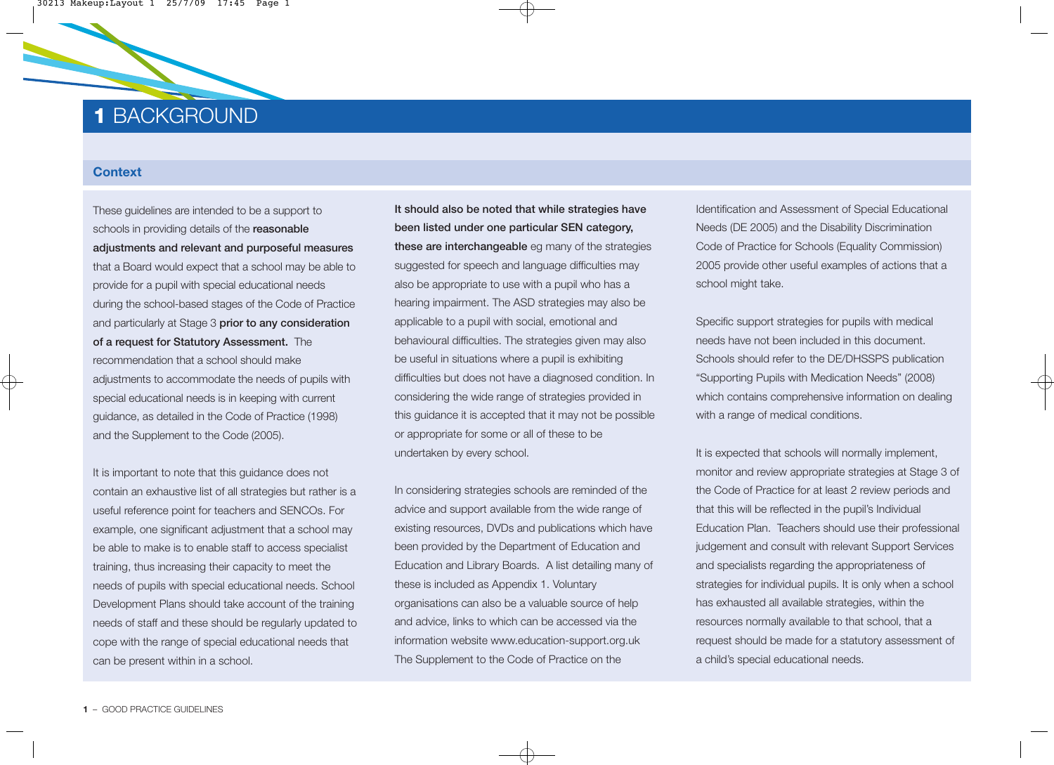# 1 BACKGROUND

## Context

These guidelines are intended to be a support to schools in providing details of the **reasonable adjustments and relevant and purposeful measures** that a Board would expect that a school may be able to provide for a pupil with special educational needs during the school-based stages of the Code of Practice and particularly at Stage 3 **prior to any consideration of a request for Statutory Assessment.** The recommendation that a school should make adjustments to accommodate the needs of pupils with special educational needs is in keeping with current guidance, as detailed in the Code of Practice (1998) and the Supplement to the Code (2005).

It is important to note that this guidance does not contain an exhaustive list of all strategies but rather is a useful reference point for teachers and SENCOs. For example, one significant adjustment that a school may be able to make is to enable staff to access specialist training, thus increasing their capacity to meet the needs of pupils with special educational needs. School Development Plans should take account of the training needs of staff and these should be regularly updated to cope with the range of special educational needs that can be present within in a school.

**It should also be noted that while strategies have been listed under one particular SEN category, these are interchangeable** eg many of the strategies suggested for speech and language difficulties may also be appropriate to use with a pupil who has a hearing impairment. The ASD strategies may also be applicable to a pupil with social, emotional and behavioural difficulties. The strategies given may also be useful in situations where a pupil is exhibiting difficulties but does not have a diagnosed condition. In considering the wide range of strategies provided in this guidance it is accepted that it may not be possible or appropriate for some or all of these to be undertaken by every school.

In considering strategies schools are reminded of the advice and support available from the wide range of existing resources, DVDs and publications which have been provided by the Department of Education and Education and Library Boards. A list detailing many of these is included as Appendix 1. Voluntary organisations can also be a valuable source of help and advice, links to which can be accessed via the information website www.education-support.org.uk The Supplement to the Code of Practice on the Identification and Assessment of Special Educational Needs (DE 2005) and the Disability Discrimination Code of Practice for Schools (Equality Commission) 2005 provide other useful examples of actions that a school might take.

Specific support strategies for pupils with medical needs have not been included in this document. Schools should refer to the DE/DHSSPS publication "Supporting Pupils with Medication Needs" (2008) which contains comprehensive information on dealing with a range of medical conditions.

It is expected that schools will normally implement, monitor and review appropriate strategies at Stage 3 of the Code of Practice for at least 2 review periods and that this will be reflected in the pupil's Individual Education Plan. Teachers should use their professional judgement and consult with relevant Support Services and specialists regarding the appropriateness of strategies for individual pupils. It is only when a school has exhausted all available strategies, within the resources normally available to that school, that a request should be made for a statutory assessment of a child's special educational needs.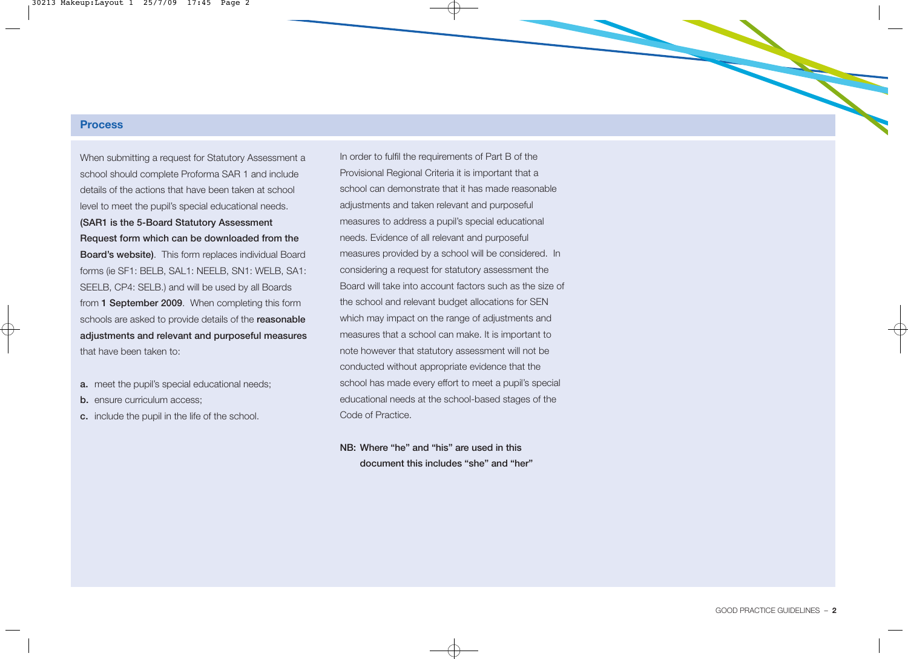## Process

When submitting a request for Statutory Assessment a school should complete Proforma SAR 1 and include details of the actions that have been taken at school level to meet the pupil's special educational needs. **(SAR1 is the 5-Board Statutory Assessment Request form which can be downloaded from the Board's website)**. This form replaces individual Board forms (ie SF1: BELB, SAL1: NEELB, SN1: WELB, SA1: SEELB, CP4: SELB.) and will be used by all Boards from **1 September 2009**. When completing this form schools are asked to provide details of the **reasonable adjustments and relevant and purposeful measures** that have been taken to:

**a.** meet the pupil's special educational needs;
**b.** ensure curriculum access;
**c.** include the pupil in the life of the school.

In order to fulfil the requirements of Part B of the Provisional Regional Criteria it is important that a school can demonstrate that it has made reasonable adjustments and taken relevant and purposeful measures to address a pupil's special educational needs. Evidence of all relevant and purposeful measures provided by a school will be considered. In considering a request for statutory assessment the Board will take into account factors such as the size of the school and relevant budget allocations for SEN which may impact on the range of adjustments and measures that a school can make. It is important to note however that statutory assessment will not be conducted without appropriate evidence that the school has made every effort to meet a pupil's special educational needs at the school-based stages of the Code of Practice.

**NB: Where "he" and "his" are used in this document this includes "she" and "her"**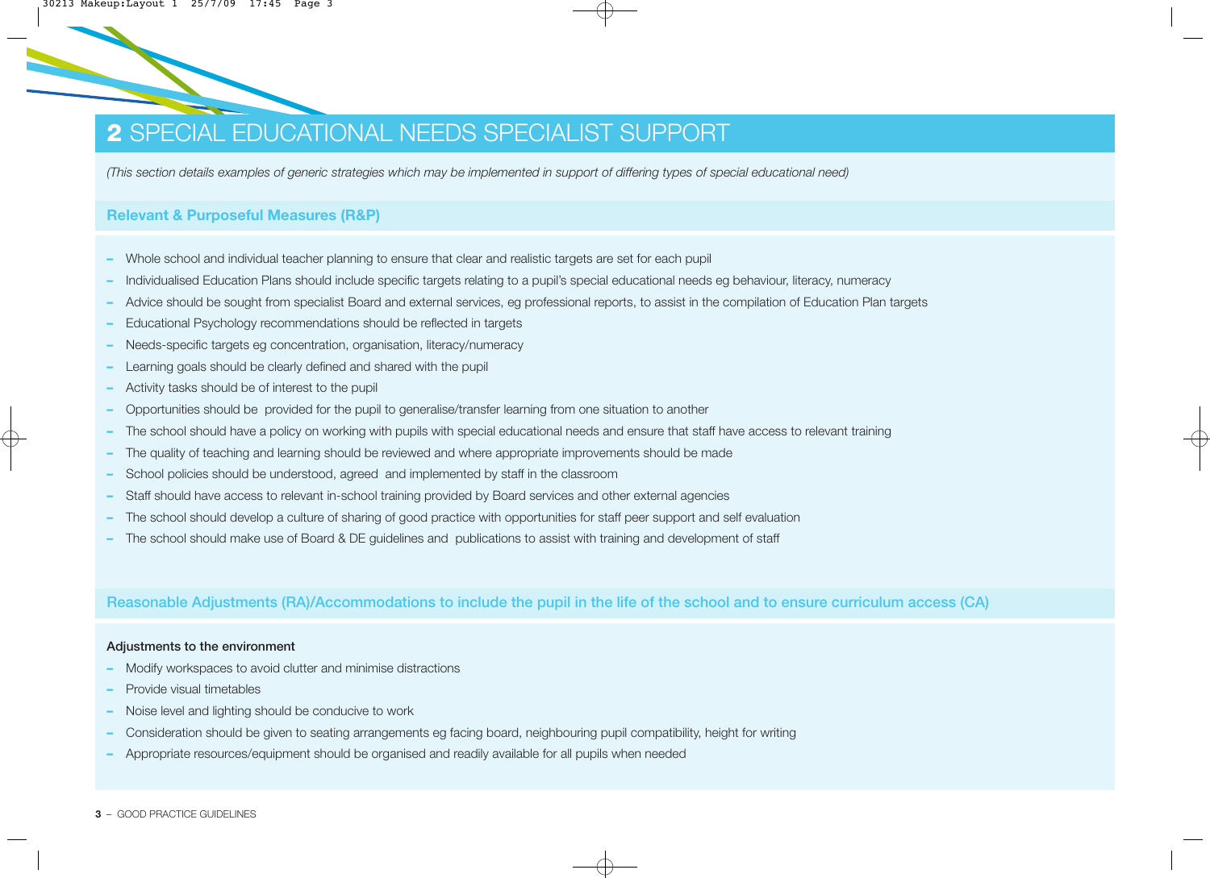# 2 SPECIAL EDUCATIONAL NEEDS SPECIALIST SUPPORT

*(This section details examples of generic strategies which may be implemented in support of differing types of special educational need)*

### Relevant & Purposeful Measures (R&P)

- Whole school and individual teacher planning to ensure that clear and realistic targets are set for each pupil
- Individualised Education Plans should include specific targets relating to a pupil's special educational needs eg behaviour, literacy, numeracy
- Advice should be sought from specialist Board and external services, eg professional reports, to assist in the compilation of Education Plan targets
- Educational Psychology recommendations should be reflected in targets
- Needs-specific targets eg concentration, organisation, literacy/numeracy
- Learning goals should be clearly defined and shared with the pupil
- Activity tasks should be of interest to the pupil
- Opportunities should be provided for the pupil to generalise/transfer learning from one situation to another
- The school should have a policy on working with pupils with special educational needs and ensure that staff have access to relevant training
- The quality of teaching and learning should be reviewed and where appropriate improvements should be made
- School policies should be understood, agreed and implemented by staff in the classroom
- Staff should have access to relevant in-school training provided by Board services and other external agencies
- The school should develop a culture of sharing of good practice with opportunities for staff peer support and self evaluation
- The school should make use of Board & DE guidelines and publications to assist with training and development of staff

### Reasonable Adjustments (RA)/Accommodations to include the pupil in the life of the school and to ensure curriculum access (CA)

**Adjustments to the environment**

- Modify workspaces to avoid clutter and minimise distractions
- Provide visual timetables
- Noise level and lighting should be conducive to work
- Consideration should be given to seating arrangements eg facing board, neighbouring pupil compatibility, height for writing
- Appropriate resources/equipment should be organised and readily available for all pupils when needed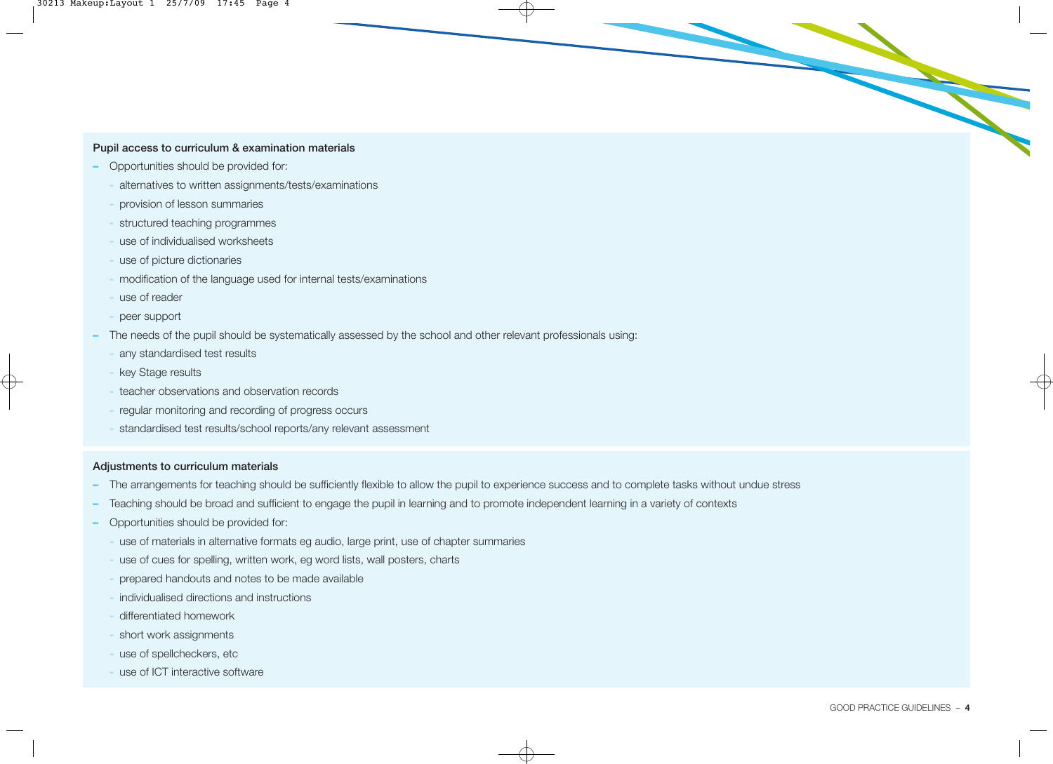**Pupil access to curriculum & examination materials**

- Opportunities should be provided for:
  - alternatives to written assignments/tests/examinations
  - provision of lesson summaries
  - structured teaching programmes
  - use of individualised worksheets
  - use of picture dictionaries
  - modification of the language used for internal tests/examinations
  - use of reader
  - peer support
- The needs of the pupil should be systematically assessed by the school and other relevant professionals using:
  - any standardised test results
  - key Stage results
  - teacher observations and observation records
  - regular monitoring and recording of progress occurs
  - standardised test results/school reports/any relevant assessment

**Adjustments to curriculum materials**

- The arrangements for teaching should be sufficiently flexible to allow the pupil to experience success and to complete tasks without undue stress
- Teaching should be broad and sufficient to engage the pupil in learning and to promote independent learning in a variety of contexts
- Opportunities should be provided for:
  - use of materials in alternative formats eg audio, large print, use of chapter summaries
  - use of cues for spelling, written work, eg word lists, wall posters, charts
  - prepared handouts and notes to be made available
  - individualised directions and instructions
  - differentiated homework
  - short work assignments
  - use of spellcheckers, etc
  - use of ICT interactive software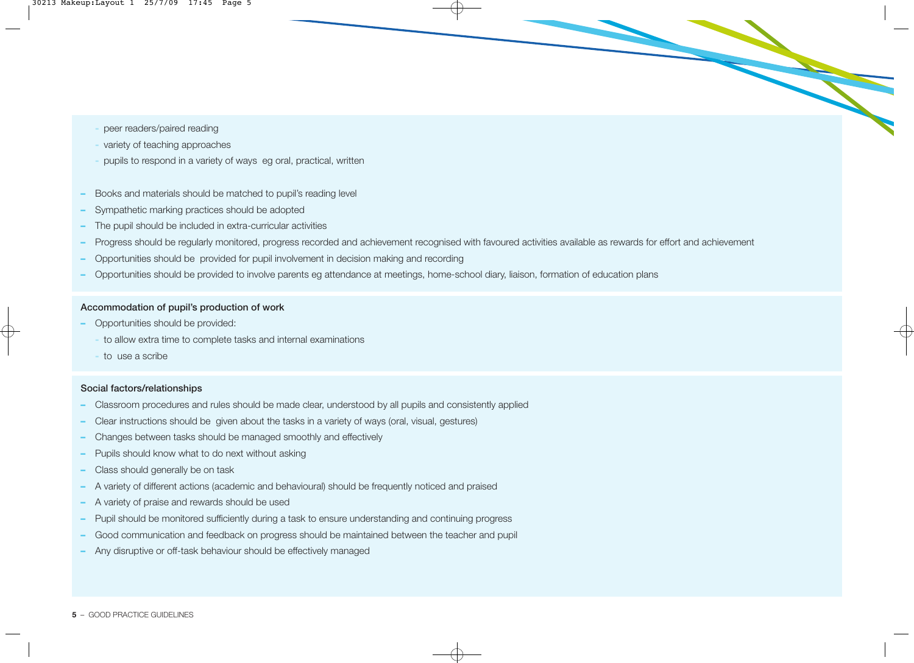- peer readers/paired reading
  - variety of teaching approaches
  - pupils to respond in a variety of ways  eg oral, practical, written

- Books and materials should be matched to pupil's reading level
- Sympathetic marking practices should be adopted
- The pupil should be included in extra-curricular activities
- Progress should be regularly monitored, progress recorded and achievement recognised with favoured activities available as rewards for effort and achievement
- Opportunities should be  provided for pupil involvement in decision making and recording
- Opportunities should be provided to involve parents eg attendance at meetings, home-school diary, liaison, formation of education plans

**Accommodation of pupil's production of work**

- Opportunities should be provided:
  - to allow extra time to complete tasks and internal examinations
  - to  use a scribe

**Social factors/relationships**

- Classroom procedures and rules should be made clear, understood by all pupils and consistently applied
- Clear instructions should be  given about the tasks in a variety of ways (oral, visual, gestures)
- Changes between tasks should be managed smoothly and effectively
- Pupils should know what to do next without asking
- Class should generally be on task
- A variety of different actions (academic and behavioural) should be frequently noticed and praised
- A variety of praise and rewards should be used
- Pupil should be monitored sufficiently during a task to ensure understanding and continuing progress
- Good communication and feedback on progress should be maintained between the teacher and pupil
- Any disruptive or off-task behaviour should be effectively managed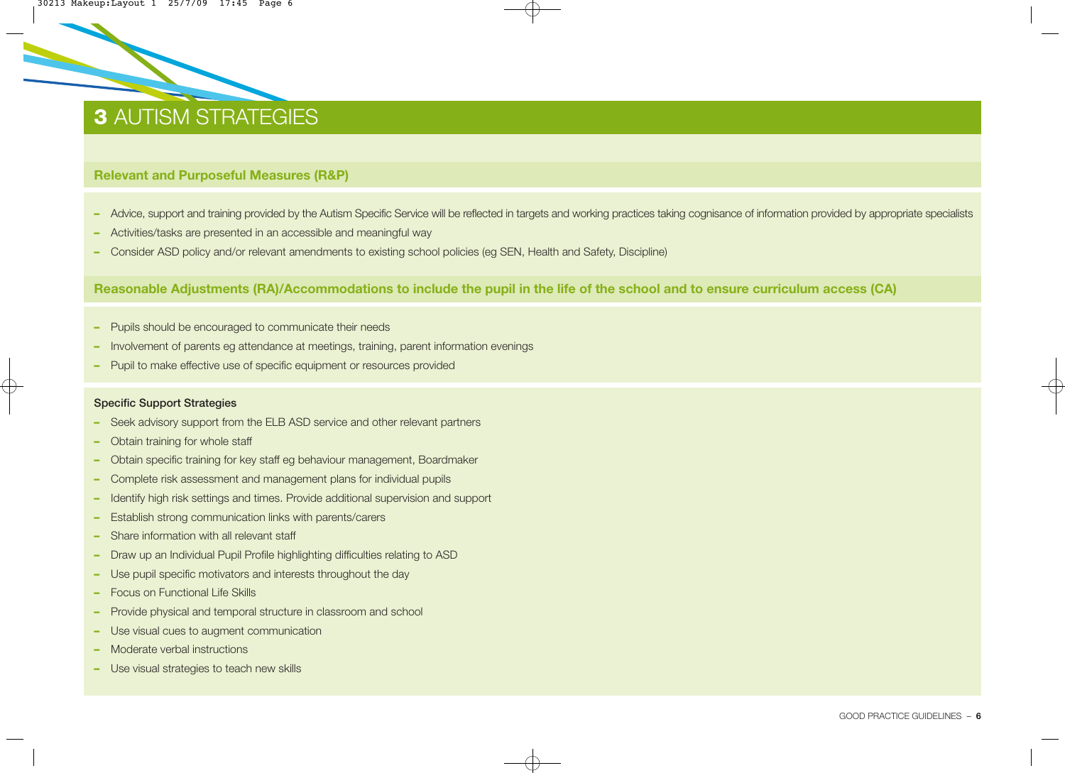# 3 AUTISM STRATEGIES

## Relevant and Purposeful Measures (R&P)

- Advice, support and training provided by the Autism Specific Service will be reflected in targets and working practices taking cognisance of information provided by appropriate specialists
- Activities/tasks are presented in an accessible and meaningful way
- Consider ASD policy and/or relevant amendments to existing school policies (eg SEN, Health and Safety, Discipline)

## Reasonable Adjustments (RA)/Accommodations to include the pupil in the life of the school and to ensure curriculum access (CA)

- Pupils should be encouraged to communicate their needs
- Involvement of parents eg attendance at meetings, training, parent information evenings
- Pupil to make effective use of specific equipment or resources provided

**Specific Support Strategies**

- Seek advisory support from the ELB ASD service and other relevant partners
- Obtain training for whole staff
- Obtain specific training for key staff eg behaviour management, Boardmaker
- Complete risk assessment and management plans for individual pupils
- Identify high risk settings and times. Provide additional supervision and support
- Establish strong communication links with parents/carers
- Share information with all relevant staff
- Draw up an Individual Pupil Profile highlighting difficulties relating to ASD
- Use pupil specific motivators and interests throughout the day
- Focus on Functional Life Skills
- Provide physical and temporal structure in classroom and school
- Use visual cues to augment communication
- Moderate verbal instructions
- Use visual strategies to teach new skills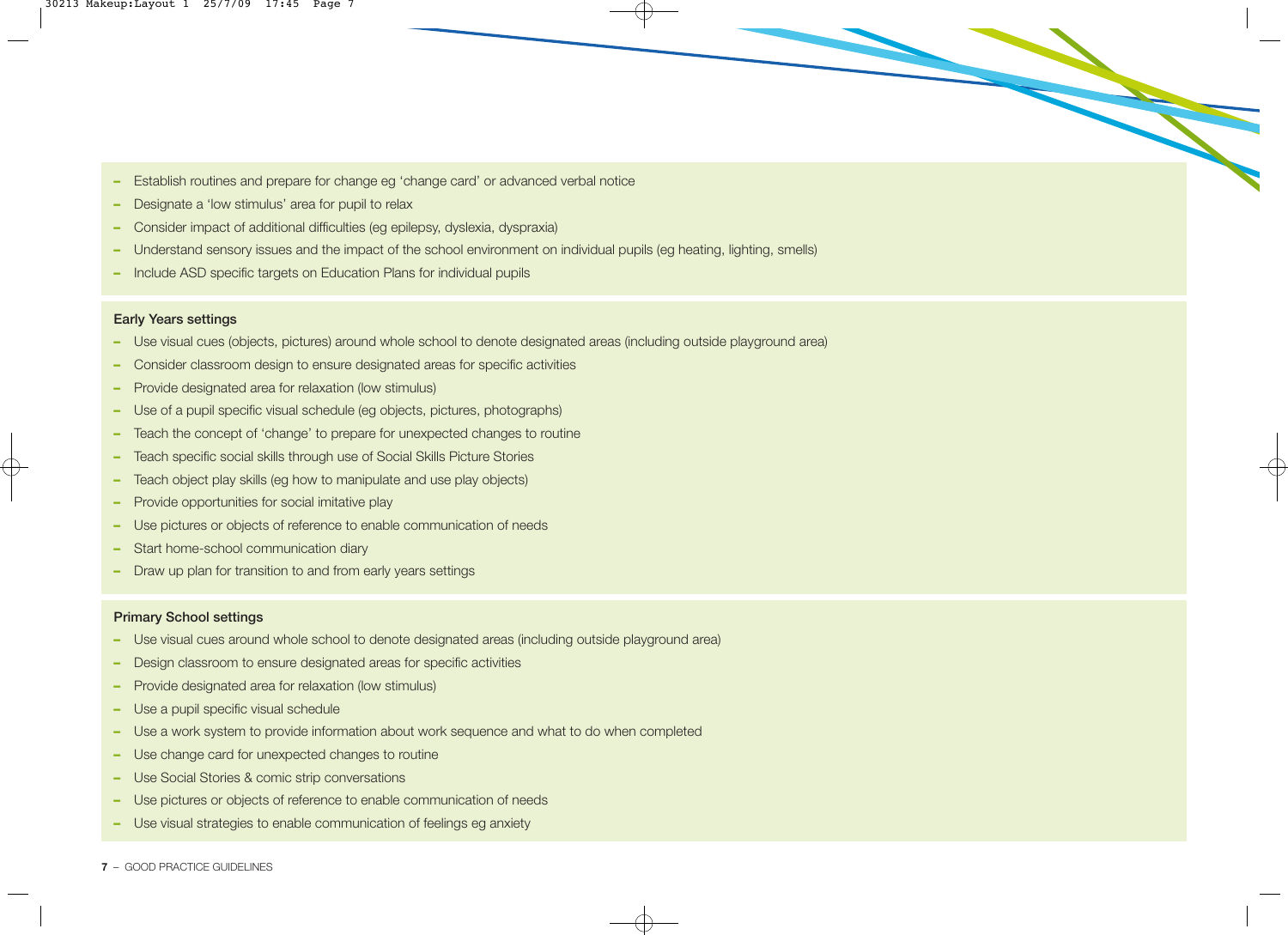- Establish routines and prepare for change eg 'change card' or advanced verbal notice
- Designate a 'low stimulus' area for pupil to relax
- Consider impact of additional difficulties (eg epilepsy, dyslexia, dyspraxia)
- Understand sensory issues and the impact of the school environment on individual pupils (eg heating, lighting, smells)
- Include ASD specific targets on Education Plans for individual pupils

**Early Years settings**

- Use visual cues (objects, pictures) around whole school to denote designated areas (including outside playground area)
- Consider classroom design to ensure designated areas for specific activities
- Provide designated area for relaxation (low stimulus)
- Use of a pupil specific visual schedule (eg objects, pictures, photographs)
- Teach the concept of 'change' to prepare for unexpected changes to routine
- Teach specific social skills through use of Social Skills Picture Stories
- Teach object play skills (eg how to manipulate and use play objects)
- Provide opportunities for social imitative play
- Use pictures or objects of reference to enable communication of needs
- Start home-school communication diary
- Draw up plan for transition to and from early years settings

**Primary School settings**

- Use visual cues around whole school to denote designated areas (including outside playground area)
- Design classroom to ensure designated areas for specific activities
- Provide designated area for relaxation (low stimulus)
- Use a pupil specific visual schedule
- Use a work system to provide information about work sequence and what to do when completed
- Use change card for unexpected changes to routine
- Use Social Stories & comic strip conversations
- Use pictures or objects of reference to enable communication of needs
- Use visual strategies to enable communication of feelings eg anxiety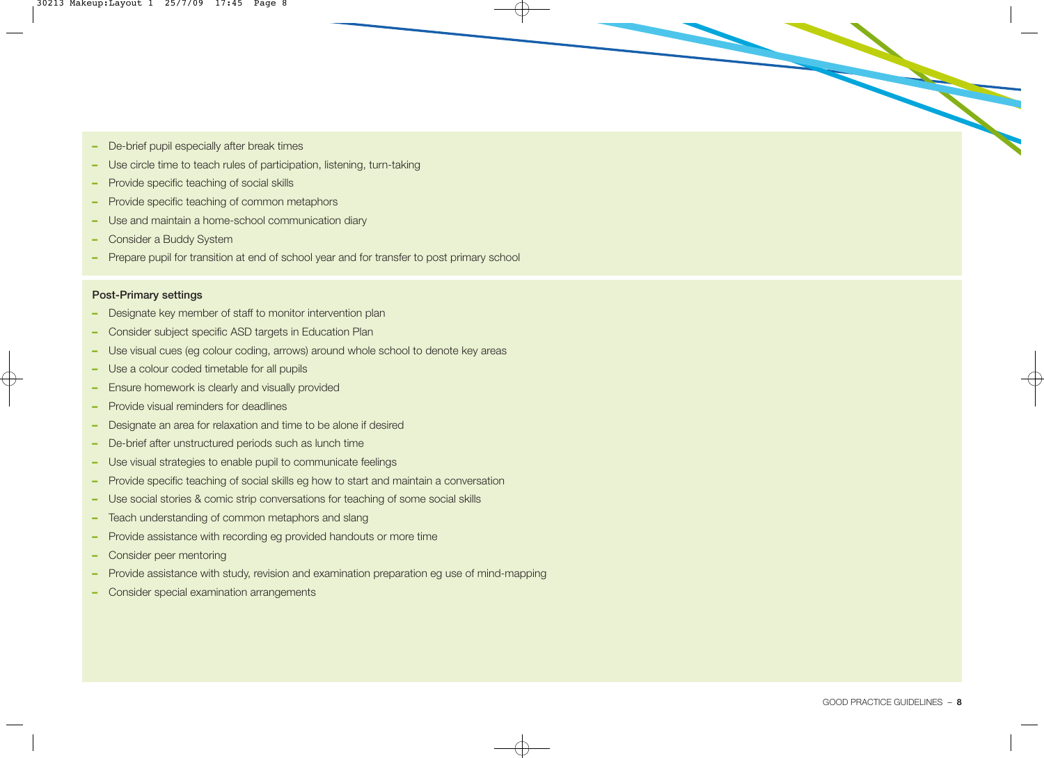- De-brief pupil especially after break times
- Use circle time to teach rules of participation, listening, turn-taking
- Provide specific teaching of social skills
- Provide specific teaching of common metaphors
- Use and maintain a home-school communication diary
- Consider a Buddy System
- Prepare pupil for transition at end of school year and for transfer to post primary school

**Post-Primary settings**

- Designate key member of staff to monitor intervention plan
- Consider subject specific ASD targets in Education Plan
- Use visual cues (eg colour coding, arrows) around whole school to denote key areas
- Use a colour coded timetable for all pupils
- Ensure homework is clearly and visually provided
- Provide visual reminders for deadlines
- Designate an area for relaxation and time to be alone if desired
- De-brief after unstructured periods such as lunch time
- Use visual strategies to enable pupil to communicate feelings
- Provide specific teaching of social skills eg how to start and maintain a conversation
- Use social stories & comic strip conversations for teaching of some social skills
- Teach understanding of common metaphors and slang
- Provide assistance with recording eg provided handouts or more time
- Consider peer mentoring
- Provide assistance with study, revision and examination preparation eg use of mind-mapping
- Consider special examination arrangements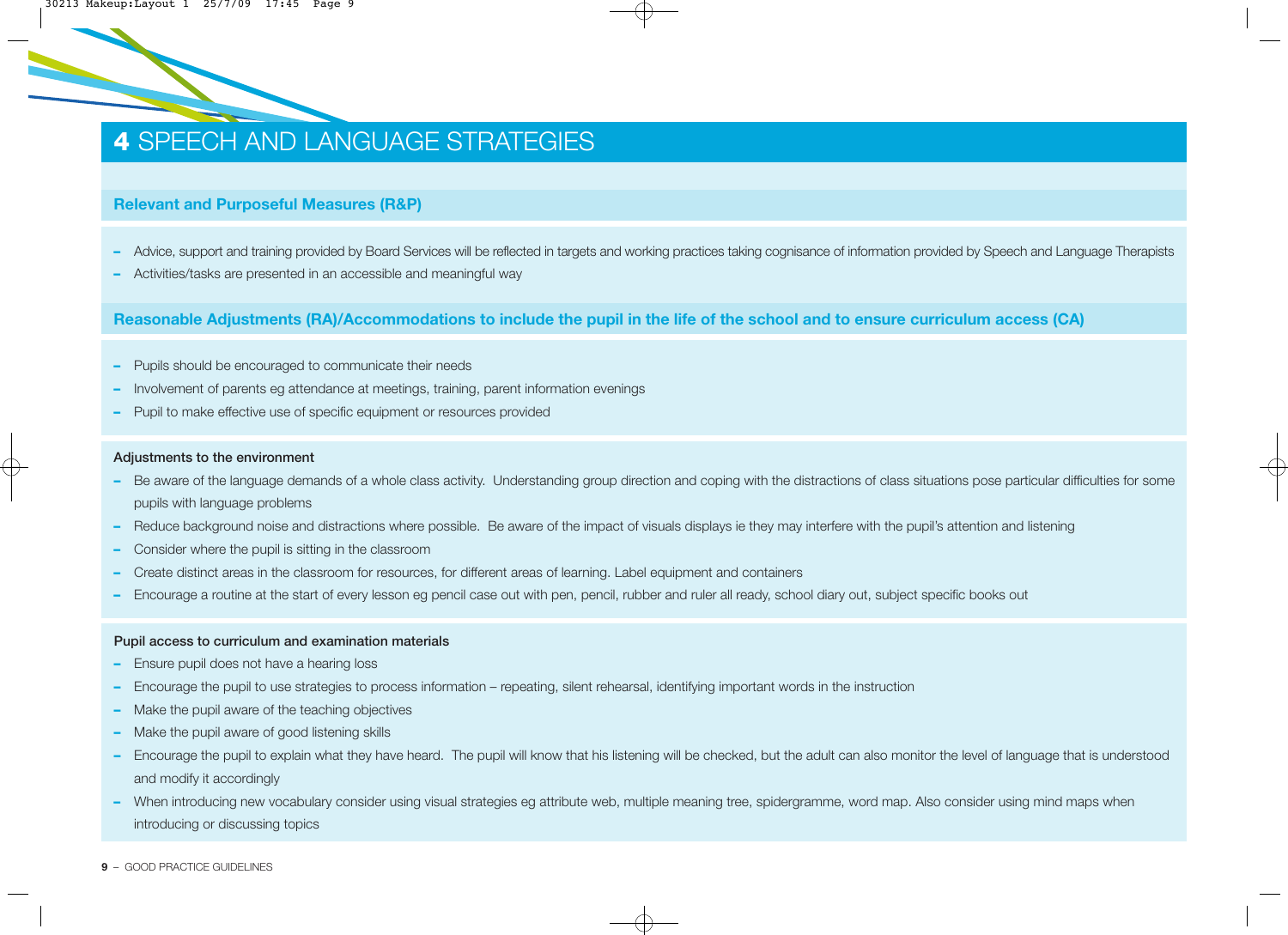# 4 SPEECH AND LANGUAGE STRATEGIES

## Relevant and Purposeful Measures (R&P)

- Advice, support and training provided by Board Services will be reflected in targets and working practices taking cognisance of information provided by Speech and Language Therapists
- Activities/tasks are presented in an accessible and meaningful way

## Reasonable Adjustments (RA)/Accommodations to include the pupil in the life of the school and to ensure curriculum access (CA)

- Pupils should be encouraged to communicate their needs
- Involvement of parents eg attendance at meetings, training, parent information evenings
- Pupil to make effective use of specific equipment or resources provided

### Adjustments to the environment

- Be aware of the language demands of a whole class activity. Understanding group direction and coping with the distractions of class situations pose particular difficulties for some pupils with language problems
- Reduce background noise and distractions where possible. Be aware of the impact of visuals displays ie they may interfere with the pupil's attention and listening
- Consider where the pupil is sitting in the classroom
- Create distinct areas in the classroom for resources, for different areas of learning. Label equipment and containers
- Encourage a routine at the start of every lesson eg pencil case out with pen, pencil, rubber and ruler all ready, school diary out, subject specific books out

### Pupil access to curriculum and examination materials

- Ensure pupil does not have a hearing loss
- Encourage the pupil to use strategies to process information – repeating, silent rehearsal, identifying important words in the instruction
- Make the pupil aware of the teaching objectives
- Make the pupil aware of good listening skills
- Encourage the pupil to explain what they have heard. The pupil will know that his listening will be checked, but the adult can also monitor the level of language that is understood and modify it accordingly
- When introducing new vocabulary consider using visual strategies eg attribute web, multiple meaning tree, spidergramme, word map. Also consider using mind maps when introducing or discussing topics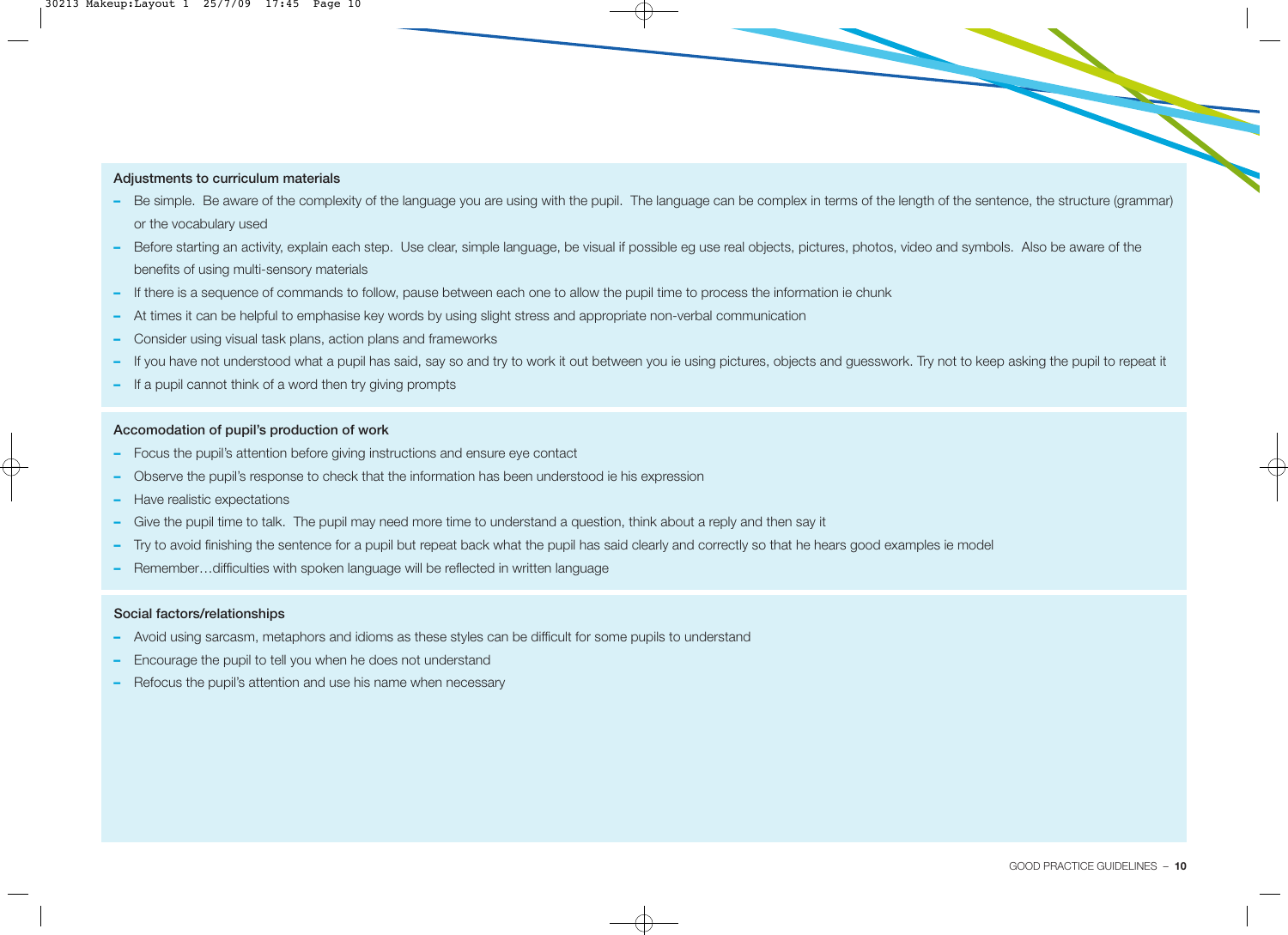### Adjustments to curriculum materials

- Be simple. Be aware of the complexity of the language you are using with the pupil. The language can be complex in terms of the length of the sentence, the structure (grammar) or the vocabulary used
- Before starting an activity, explain each step. Use clear, simple language, be visual if possible eg use real objects, pictures, photos, video and symbols. Also be aware of the benefits of using multi-sensory materials
- If there is a sequence of commands to follow, pause between each one to allow the pupil time to process the information ie chunk
- At times it can be helpful to emphasise key words by using slight stress and appropriate non-verbal communication
- Consider using visual task plans, action plans and frameworks
- If you have not understood what a pupil has said, say so and try to work it out between you ie using pictures, objects and guesswork. Try not to keep asking the pupil to repeat it
- If a pupil cannot think of a word then try giving prompts

### Accomodation of pupil's production of work

- Focus the pupil's attention before giving instructions and ensure eye contact
- Observe the pupil's response to check that the information has been understood ie his expression
- Have realistic expectations
- Give the pupil time to talk. The pupil may need more time to understand a question, think about a reply and then say it
- Try to avoid finishing the sentence for a pupil but repeat back what the pupil has said clearly and correctly so that he hears good examples ie model
- Remember…difficulties with spoken language will be reflected in written language

### Social factors/relationships

- Avoid using sarcasm, metaphors and idioms as these styles can be difficult for some pupils to understand
- Encourage the pupil to tell you when he does not understand
- Refocus the pupil's attention and use his name when necessary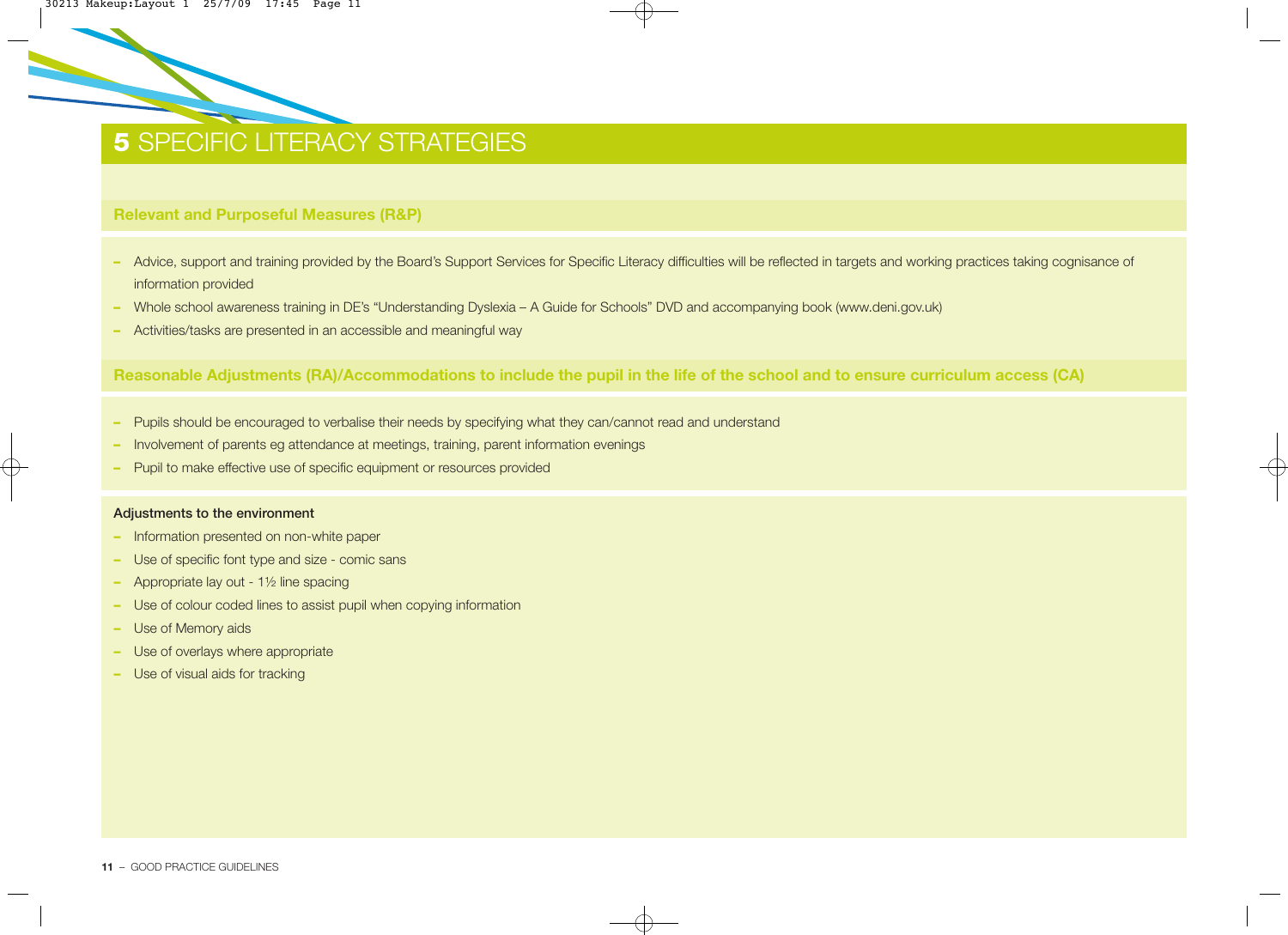# 5 SPECIFIC LITERACY STRATEGIES

## Relevant and Purposeful Measures (R&P)

- Advice, support and training provided by the Board's Support Services for Specific Literacy difficulties will be reflected in targets and working practices taking cognisance of information provided
- Whole school awareness training in DE's "Understanding Dyslexia – A Guide for Schools" DVD and accompanying book (www.deni.gov.uk)
- Activities/tasks are presented in an accessible and meaningful way

## Reasonable Adjustments (RA)/Accommodations to include the pupil in the life of the school and to ensure curriculum access (CA)

- Pupils should be encouraged to verbalise their needs by specifying what they can/cannot read and understand
- Involvement of parents eg attendance at meetings, training, parent information evenings
- Pupil to make effective use of specific equipment or resources provided

**Adjustments to the environment**

- Information presented on non-white paper
- Use of specific font type and size - comic sans
- Appropriate lay out - 1½ line spacing
- Use of colour coded lines to assist pupil when copying information
- Use of Memory aids
- Use of overlays where appropriate
- Use of visual aids for tracking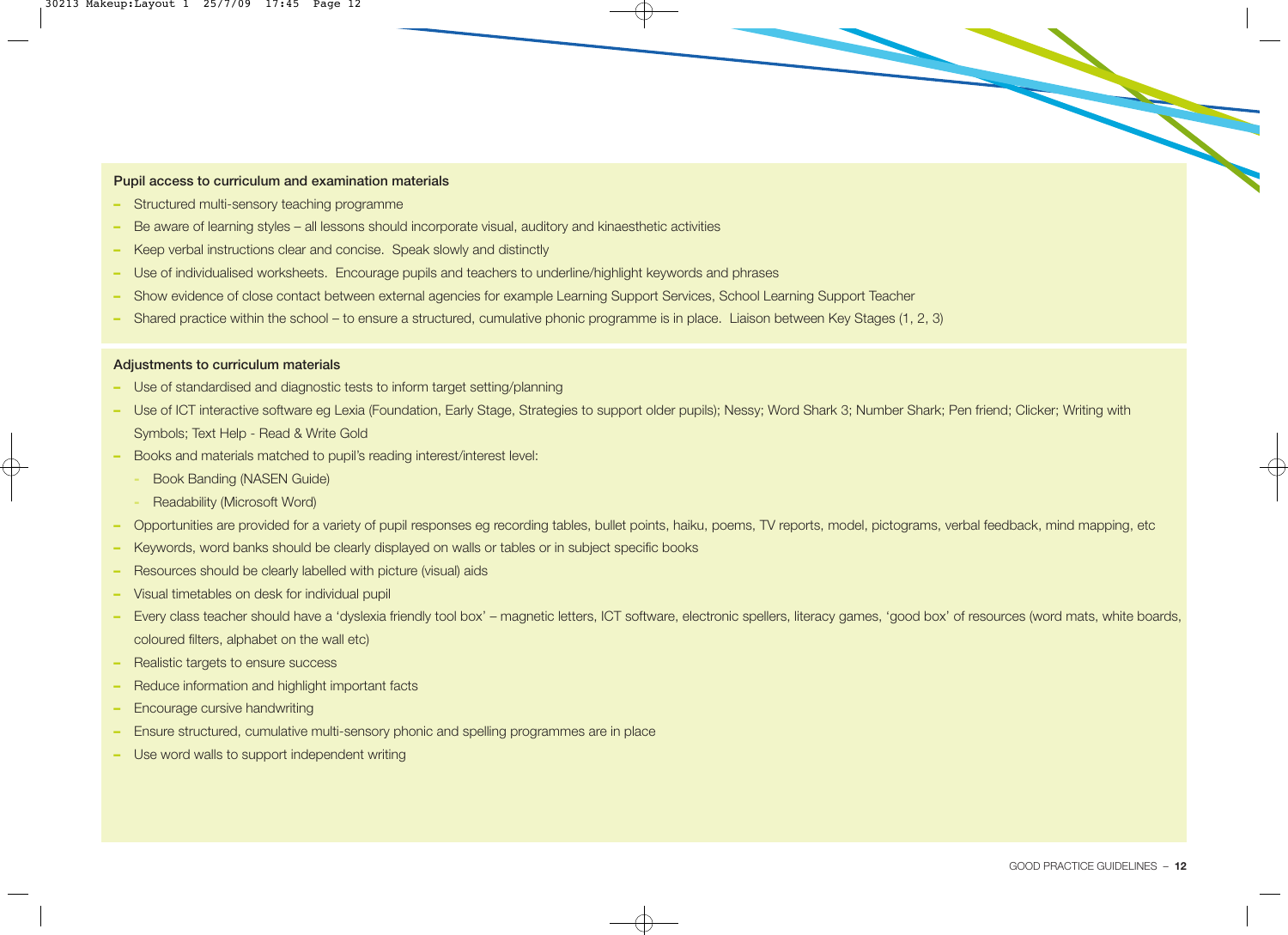**Pupil access to curriculum and examination materials**

- Structured multi-sensory teaching programme
- Be aware of learning styles – all lessons should incorporate visual, auditory and kinaesthetic activities
- Keep verbal instructions clear and concise. Speak slowly and distinctly
- Use of individualised worksheets. Encourage pupils and teachers to underline/highlight keywords and phrases
- Show evidence of close contact between external agencies for example Learning Support Services, School Learning Support Teacher
- Shared practice within the school – to ensure a structured, cumulative phonic programme is in place. Liaison between Key Stages (1, 2, 3)

**Adjustments to curriculum materials**

- Use of standardised and diagnostic tests to inform target setting/planning
- Use of ICT interactive software eg Lexia (Foundation, Early Stage, Strategies to support older pupils); Nessy; Word Shark 3; Number Shark; Pen friend; Clicker; Writing with Symbols; Text Help - Read & Write Gold
- Books and materials matched to pupil's reading interest/interest level:
  - Book Banding (NASEN Guide)
  - Readability (Microsoft Word)
- Opportunities are provided for a variety of pupil responses eg recording tables, bullet points, haiku, poems, TV reports, model, pictograms, verbal feedback, mind mapping, etc
- Keywords, word banks should be clearly displayed on walls or tables or in subject specific books
- Resources should be clearly labelled with picture (visual) aids
- Visual timetables on desk for individual pupil
- Every class teacher should have a 'dyslexia friendly tool box' – magnetic letters, ICT software, electronic spellers, literacy games, 'good box' of resources (word mats, white boards, coloured filters, alphabet on the wall etc)
- Realistic targets to ensure success
- Reduce information and highlight important facts
- Encourage cursive handwriting
- Ensure structured, cumulative multi-sensory phonic and spelling programmes are in place
- Use word walls to support independent writing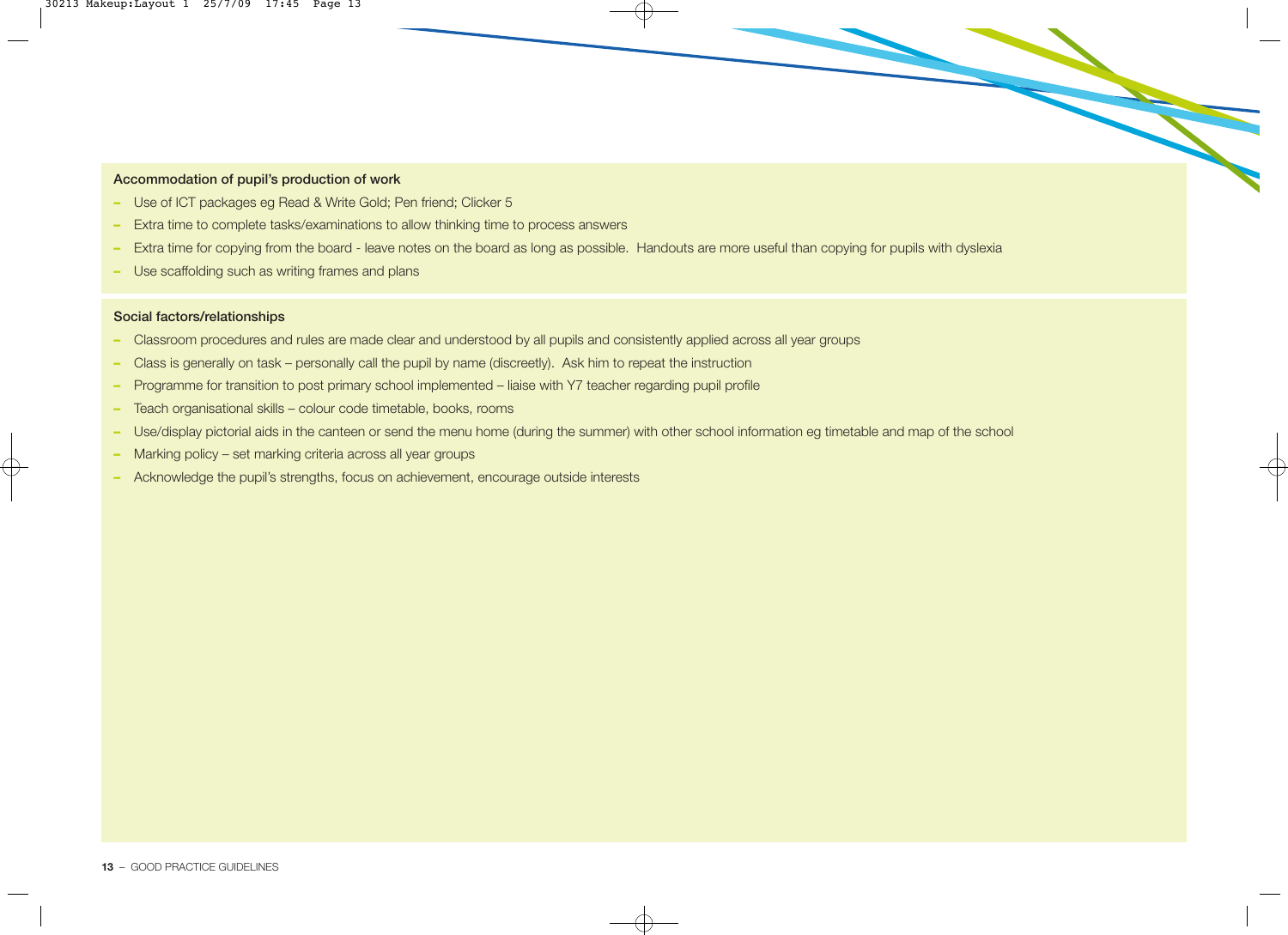### Accommodation of pupil's production of work

- Use of ICT packages eg Read & Write Gold; Pen friend; Clicker 5
- Extra time to complete tasks/examinations to allow thinking time to process answers
- Extra time for copying from the board - leave notes on the board as long as possible. Handouts are more useful than copying for pupils with dyslexia
- Use scaffolding such as writing frames and plans

### Social factors/relationships

- Classroom procedures and rules are made clear and understood by all pupils and consistently applied across all year groups
- Class is generally on task – personally call the pupil by name (discreetly). Ask him to repeat the instruction
- Programme for transition to post primary school implemented – liaise with Y7 teacher regarding pupil profile
- Teach organisational skills – colour code timetable, books, rooms
- Use/display pictorial aids in the canteen or send the menu home (during the summer) with other school information eg timetable and map of the school
- Marking policy – set marking criteria across all year groups
- Acknowledge the pupil's strengths, focus on achievement, encourage outside interests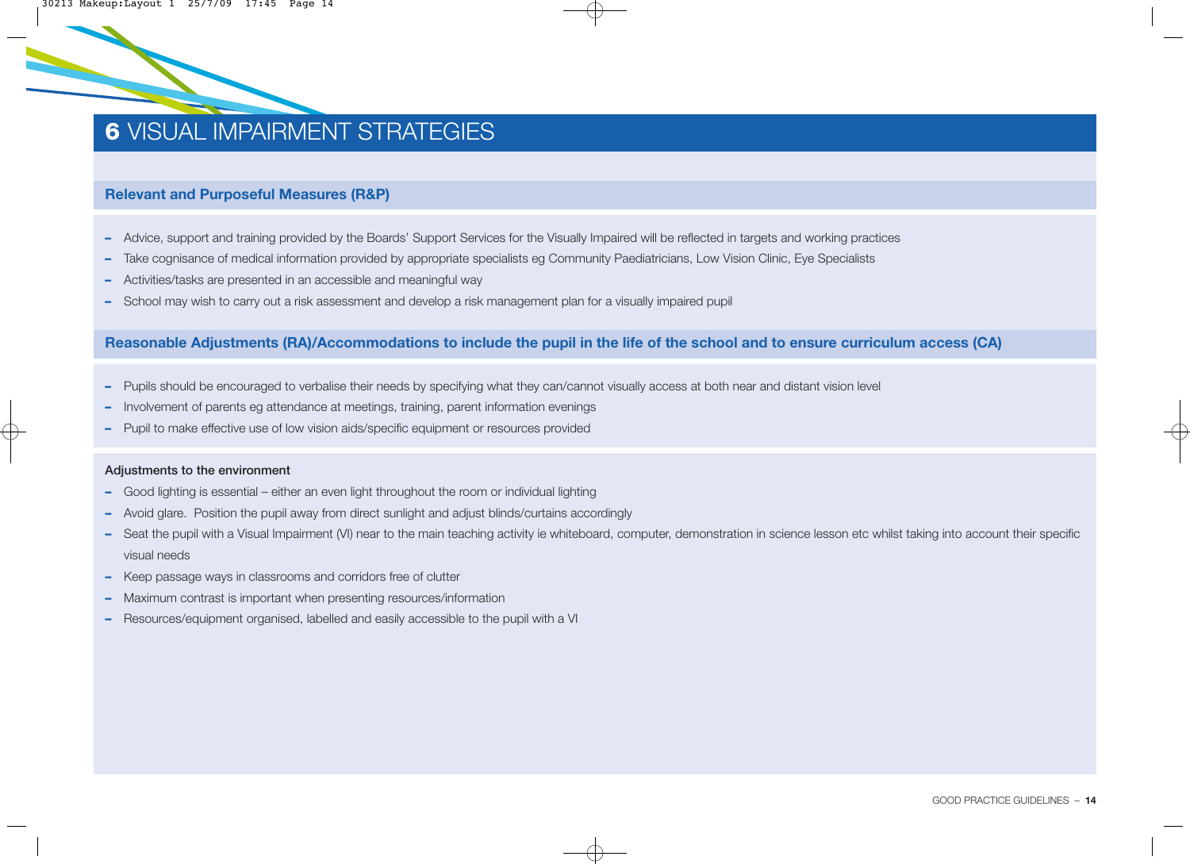# 6 VISUAL IMPAIRMENT STRATEGIES

## Relevant and Purposeful Measures (R&P)

- Advice, support and training provided by the Boards' Support Services for the Visually Impaired will be reflected in targets and working practices
- Take cognisance of medical information provided by appropriate specialists eg Community Paediatricians, Low Vision Clinic, Eye Specialists
- Activities/tasks are presented in an accessible and meaningful way
- School may wish to carry out a risk assessment and develop a risk management plan for a visually impaired pupil

## Reasonable Adjustments (RA)/Accommodations to include the pupil in the life of the school and to ensure curriculum access (CA)

- Pupils should be encouraged to verbalise their needs by specifying what they can/cannot visually access at both near and distant vision level
- Involvement of parents eg attendance at meetings, training, parent information evenings
- Pupil to make effective use of low vision aids/specific equipment or resources provided

### Adjustments to the environment

- Good lighting is essential – either an even light throughout the room or individual lighting
- Avoid glare. Position the pupil away from direct sunlight and adjust blinds/curtains accordingly
- Seat the pupil with a Visual Impairment (VI) near to the main teaching activity ie whiteboard, computer, demonstration in science lesson etc whilst taking into account their specific visual needs
- Keep passage ways in classrooms and corridors free of clutter
- Maximum contrast is important when presenting resources/information
- Resources/equipment organised, labelled and easily accessible to the pupil with a VI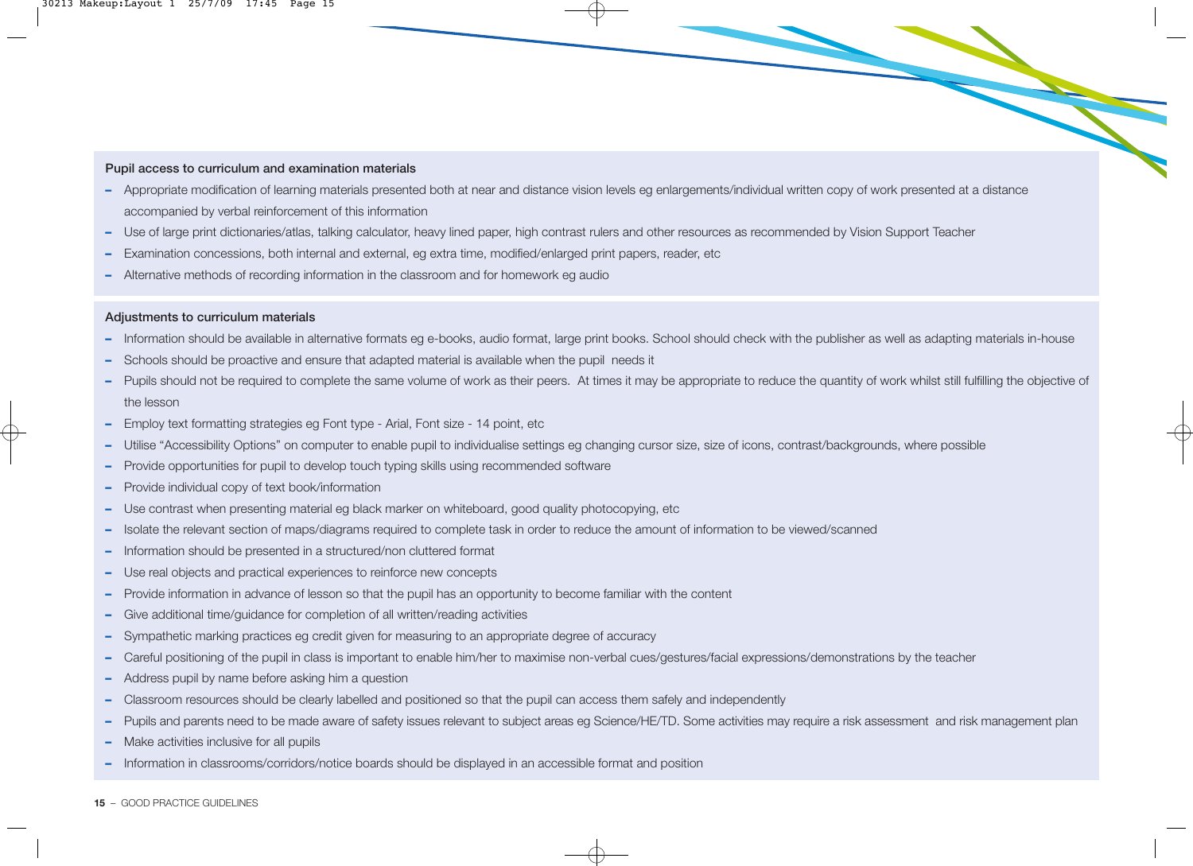## Pupil access to curriculum and examination materials

- Appropriate modification of learning materials presented both at near and distance vision levels eg enlargements/individual written copy of work presented at a distance accompanied by verbal reinforcement of this information
- Use of large print dictionaries/atlas, talking calculator, heavy lined paper, high contrast rulers and other resources as recommended by Vision Support Teacher
- Examination concessions, both internal and external, eg extra time, modified/enlarged print papers, reader, etc
- Alternative methods of recording information in the classroom and for homework eg audio

## Adjustments to curriculum materials

- Information should be available in alternative formats eg e-books, audio format, large print books. School should check with the publisher as well as adapting materials in-house
- Schools should be proactive and ensure that adapted material is available when the pupil needs it
- Pupils should not be required to complete the same volume of work as their peers. At times it may be appropriate to reduce the quantity of work whilst still fulfilling the objective of the lesson
- Employ text formatting strategies eg Font type - Arial, Font size - 14 point, etc
- Utilise "Accessibility Options" on computer to enable pupil to individualise settings eg changing cursor size, size of icons, contrast/backgrounds, where possible
- Provide opportunities for pupil to develop touch typing skills using recommended software
- Provide individual copy of text book/information
- Use contrast when presenting material eg black marker on whiteboard, good quality photocopying, etc
- Isolate the relevant section of maps/diagrams required to complete task in order to reduce the amount of information to be viewed/scanned
- Information should be presented in a structured/non cluttered format
- Use real objects and practical experiences to reinforce new concepts
- Provide information in advance of lesson so that the pupil has an opportunity to become familiar with the content
- Give additional time/guidance for completion of all written/reading activities
- Sympathetic marking practices eg credit given for measuring to an appropriate degree of accuracy
- Careful positioning of the pupil in class is important to enable him/her to maximise non-verbal cues/gestures/facial expressions/demonstrations by the teacher
- Address pupil by name before asking him a question
- Classroom resources should be clearly labelled and positioned so that the pupil can access them safely and independently
- Pupils and parents need to be made aware of safety issues relevant to subject areas eg Science/HE/TD. Some activities may require a risk assessment and risk management plan
- Make activities inclusive for all pupils
- Information in classrooms/corridors/notice boards should be displayed in an accessible format and position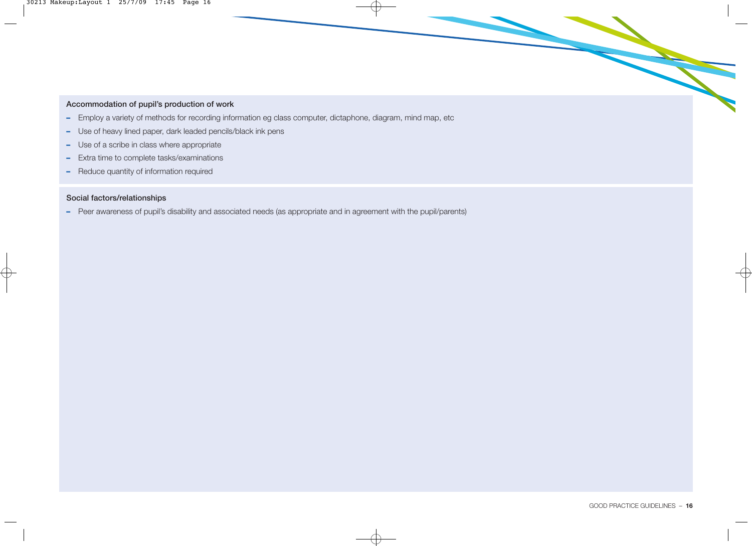**Accommodation of pupil's production of work**

- Employ a variety of methods for recording information eg class computer, dictaphone, diagram, mind map, etc
- Use of heavy lined paper, dark leaded pencils/black ink pens
- Use of a scribe in class where appropriate
- Extra time to complete tasks/examinations
- Reduce quantity of information required

**Social factors/relationships**

- Peer awareness of pupil's disability and associated needs (as appropriate and in agreement with the pupil/parents)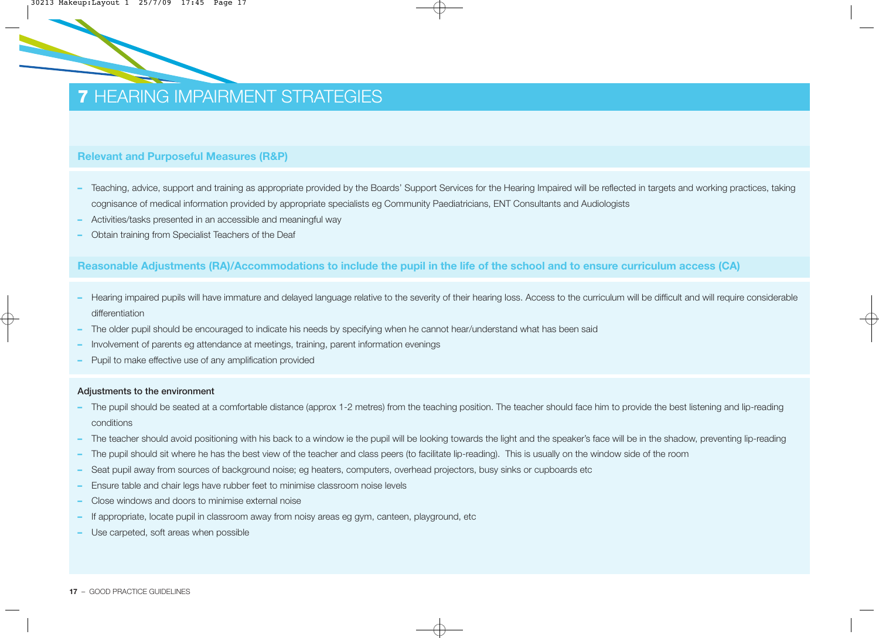# 7 HEARING IMPAIRMENT STRATEGIES

## Relevant and Purposeful Measures (R&P)

- Teaching, advice, support and training as appropriate provided by the Boards' Support Services for the Hearing Impaired will be reflected in targets and working practices, taking cognisance of medical information provided by appropriate specialists eg Community Paediatricians, ENT Consultants and Audiologists
- Activities/tasks presented in an accessible and meaningful way
- Obtain training from Specialist Teachers of the Deaf

## Reasonable Adjustments (RA)/Accommodations to include the pupil in the life of the school and to ensure curriculum access (CA)

- Hearing impaired pupils will have immature and delayed language relative to the severity of their hearing loss. Access to the curriculum will be difficult and will require considerable differentiation
- The older pupil should be encouraged to indicate his needs by specifying when he cannot hear/understand what has been said
- Involvement of parents eg attendance at meetings, training, parent information evenings
- Pupil to make effective use of any amplification provided

**Adjustments to the environment**

- The pupil should be seated at a comfortable distance (approx 1-2 metres) from the teaching position. The teacher should face him to provide the best listening and lip-reading conditions
- The teacher should avoid positioning with his back to a window ie the pupil will be looking towards the light and the speaker's face will be in the shadow, preventing lip-reading
- The pupil should sit where he has the best view of the teacher and class peers (to facilitate lip-reading). This is usually on the window side of the room
- Seat pupil away from sources of background noise; eg heaters, computers, overhead projectors, busy sinks or cupboards etc
- Ensure table and chair legs have rubber feet to minimise classroom noise levels
- Close windows and doors to minimise external noise
- If appropriate, locate pupil in classroom away from noisy areas eg gym, canteen, playground, etc
- Use carpeted, soft areas when possible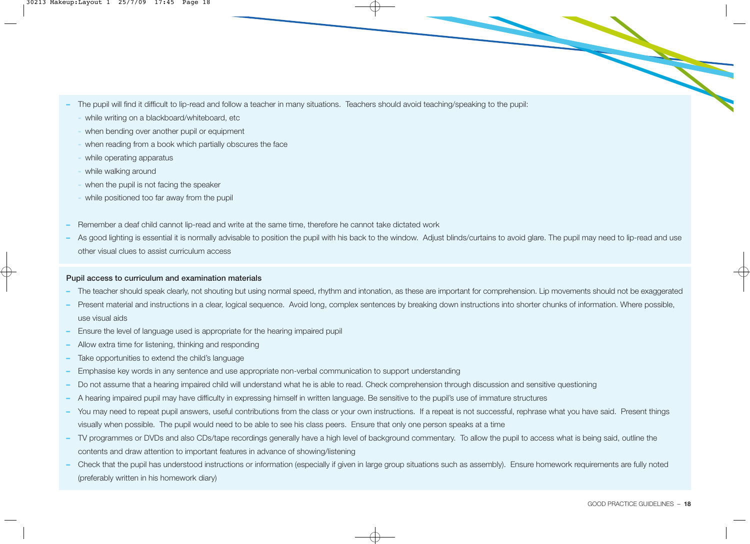- The pupil will find it difficult to lip-read and follow a teacher in many situations. Teachers should avoid teaching/speaking to the pupil:
  - while writing on a blackboard/whiteboard, etc
  - when bending over another pupil or equipment
  - when reading from a book which partially obscures the face
  - while operating apparatus
  - while walking around
  - when the pupil is not facing the speaker
  - while positioned too far away from the pupil
- Remember a deaf child cannot lip-read and write at the same time, therefore he cannot take dictated work
- As good lighting is essential it is normally advisable to position the pupil with his back to the window. Adjust blinds/curtains to avoid glare. The pupil may need to lip-read and use other visual clues to assist curriculum access

**Pupil access to curriculum and examination materials**

- The teacher should speak clearly, not shouting but using normal speed, rhythm and intonation, as these are important for comprehension. Lip movements should not be exaggerated
- Present material and instructions in a clear, logical sequence. Avoid long, complex sentences by breaking down instructions into shorter chunks of information. Where possible, use visual aids
- Ensure the level of language used is appropriate for the hearing impaired pupil
- Allow extra time for listening, thinking and responding
- Take opportunities to extend the child's language
- Emphasise key words in any sentence and use appropriate non-verbal communication to support understanding
- Do not assume that a hearing impaired child will understand what he is able to read. Check comprehension through discussion and sensitive questioning
- A hearing impaired pupil may have difficulty in expressing himself in written language. Be sensitive to the pupil's use of immature structures
- You may need to repeat pupil answers, useful contributions from the class or your own instructions. If a repeat is not successful, rephrase what you have said. Present things visually when possible. The pupil would need to be able to see his class peers. Ensure that only one person speaks at a time
- TV programmes or DVDs and also CDs/tape recordings generally have a high level of background commentary. To allow the pupil to access what is being said, outline the contents and draw attention to important features in advance of showing/listening
- Check that the pupil has understood instructions or information (especially if given in large group situations such as assembly). Ensure homework requirements are fully noted (preferably written in his homework diary)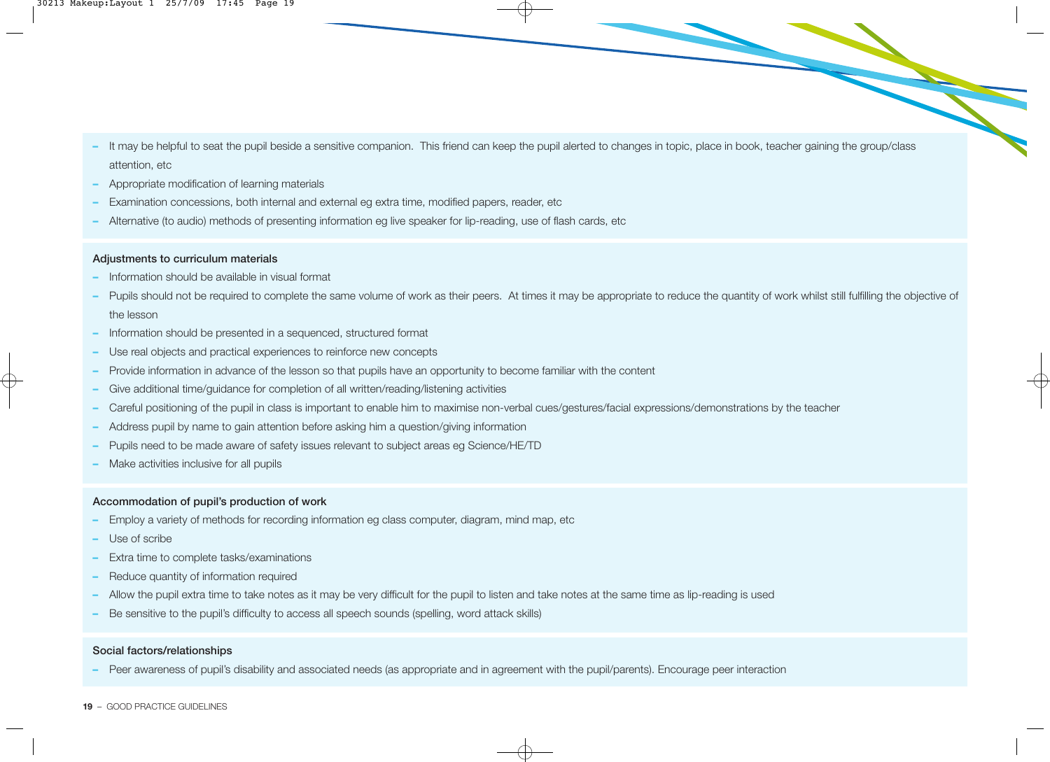- It may be helpful to seat the pupil beside a sensitive companion. This friend can keep the pupil alerted to changes in topic, place in book, teacher gaining the group/class attention, etc
- Appropriate modification of learning materials
- Examination concessions, both internal and external eg extra time, modified papers, reader, etc
- Alternative (to audio) methods of presenting information eg live speaker for lip-reading, use of flash cards, etc

**Adjustments to curriculum materials**

- Information should be available in visual format
- Pupils should not be required to complete the same volume of work as their peers. At times it may be appropriate to reduce the quantity of work whilst still fulfilling the objective of the lesson
- Information should be presented in a sequenced, structured format
- Use real objects and practical experiences to reinforce new concepts
- Provide information in advance of the lesson so that pupils have an opportunity to become familiar with the content
- Give additional time/guidance for completion of all written/reading/listening activities
- Careful positioning of the pupil in class is important to enable him to maximise non-verbal cues/gestures/facial expressions/demonstrations by the teacher
- Address pupil by name to gain attention before asking him a question/giving information
- Pupils need to be made aware of safety issues relevant to subject areas eg Science/HE/TD
- Make activities inclusive for all pupils

**Accommodation of pupil's production of work**

- Employ a variety of methods for recording information eg class computer, diagram, mind map, etc
- Use of scribe
- Extra time to complete tasks/examinations
- Reduce quantity of information required
- Allow the pupil extra time to take notes as it may be very difficult for the pupil to listen and take notes at the same time as lip-reading is used
- Be sensitive to the pupil's difficulty to access all speech sounds (spelling, word attack skills)

**Social factors/relationships**

- Peer awareness of pupil's disability and associated needs (as appropriate and in agreement with the pupil/parents). Encourage peer interaction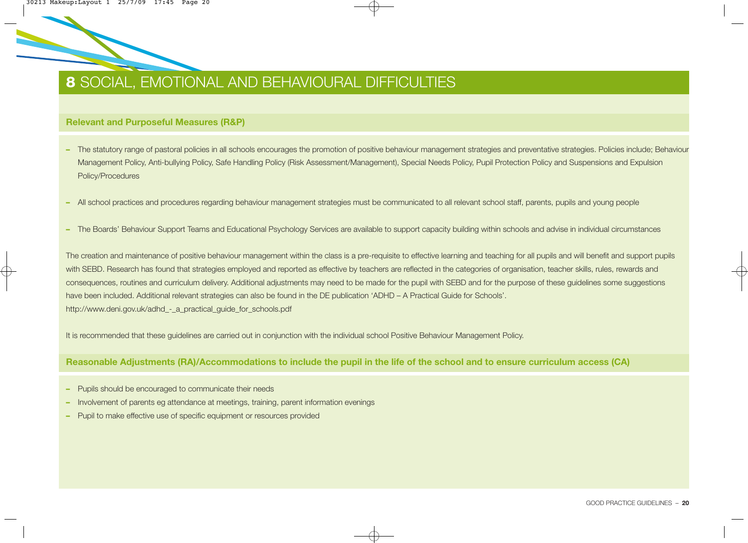# 8 SOCIAL, EMOTIONAL AND BEHAVIOURAL DIFFICULTIES

## Relevant and Purposeful Measures (R&P)

- The statutory range of pastoral policies in all schools encourages the promotion of positive behaviour management strategies and preventative strategies. Policies include; Behaviour Management Policy, Anti-bullying Policy, Safe Handling Policy (Risk Assessment/Management), Special Needs Policy, Pupil Protection Policy and Suspensions and Expulsion Policy/Procedures
- All school practices and procedures regarding behaviour management strategies must be communicated to all relevant school staff, parents, pupils and young people
- The Boards' Behaviour Support Teams and Educational Psychology Services are available to support capacity building within schools and advise in individual circumstances

The creation and maintenance of positive behaviour management within the class is a pre-requisite to effective learning and teaching for all pupils and will benefit and support pupils with SEBD. Research has found that strategies employed and reported as effective by teachers are reflected in the categories of organisation, teacher skills, rules, rewards and consequences, routines and curriculum delivery. Additional adjustments may need to be made for the pupil with SEBD and for the purpose of these guidelines some suggestions have been included. Additional relevant strategies can also be found in the DE publication 'ADHD – A Practical Guide for Schools'.
http://www.deni.gov.uk/adhd_-_a_practical_guide_for_schools.pdf

It is recommended that these guidelines are carried out in conjunction with the individual school Positive Behaviour Management Policy.

## Reasonable Adjustments (RA)/Accommodations to include the pupil in the life of the school and to ensure curriculum access (CA)

- Pupils should be encouraged to communicate their needs
- Involvement of parents eg attendance at meetings, training, parent information evenings
- Pupil to make effective use of specific equipment or resources provided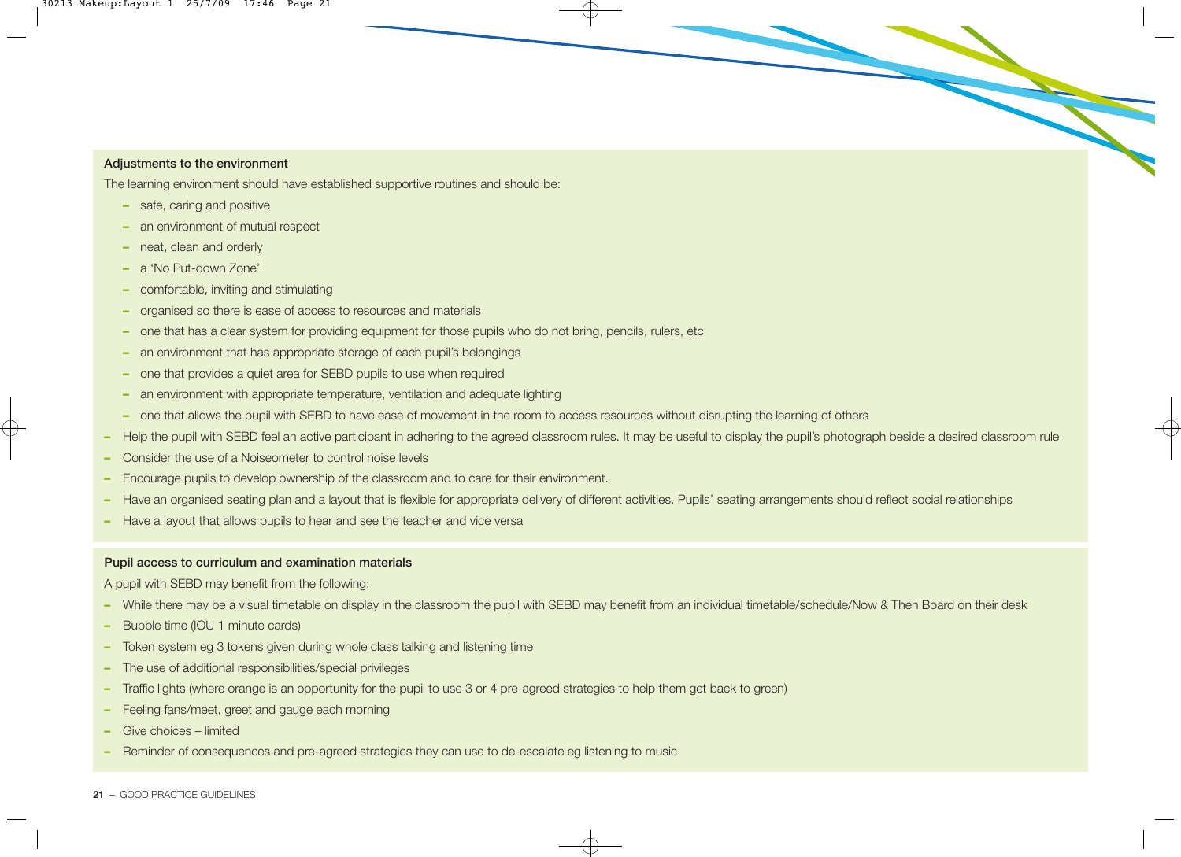### Adjustments to the environment

The learning environment should have established supportive routines and should be:

- safe, caring and positive
- an environment of mutual respect
- neat, clean and orderly
- a 'No Put-down Zone'
- comfortable, inviting and stimulating
- organised so there is ease of access to resources and materials
- one that has a clear system for providing equipment for those pupils who do not bring, pencils, rulers, etc
- an environment that has appropriate storage of each pupil's belongings
- one that provides a quiet area for SEBD pupils to use when required
- an environment with appropriate temperature, ventilation and adequate lighting
- one that allows the pupil with SEBD to have ease of movement in the room to access resources without disrupting the learning of others

- Help the pupil with SEBD feel an active participant in adhering to the agreed classroom rules. It may be useful to display the pupil's photograph beside a desired classroom rule
- Consider the use of a Noiseometer to control noise levels
- Encourage pupils to develop ownership of the classroom and to care for their environment.
- Have an organised seating plan and a layout that is flexible for appropriate delivery of different activities. Pupils' seating arrangements should reflect social relationships
- Have a layout that allows pupils to hear and see the teacher and vice versa

### Pupil access to curriculum and examination materials

A pupil with SEBD may benefit from the following:

- While there may be a visual timetable on display in the classroom the pupil with SEBD may benefit from an individual timetable/schedule/Now & Then Board on their desk
- Bubble time (IOU 1 minute cards)
- Token system eg 3 tokens given during whole class talking and listening time
- The use of additional responsibilities/special privileges
- Traffic lights (where orange is an opportunity for the pupil to use 3 or 4 pre-agreed strategies to help them get back to green)
- Feeling fans/meet, greet and gauge each morning
- Give choices – limited
- Reminder of consequences and pre-agreed strategies they can use to de-escalate eg listening to music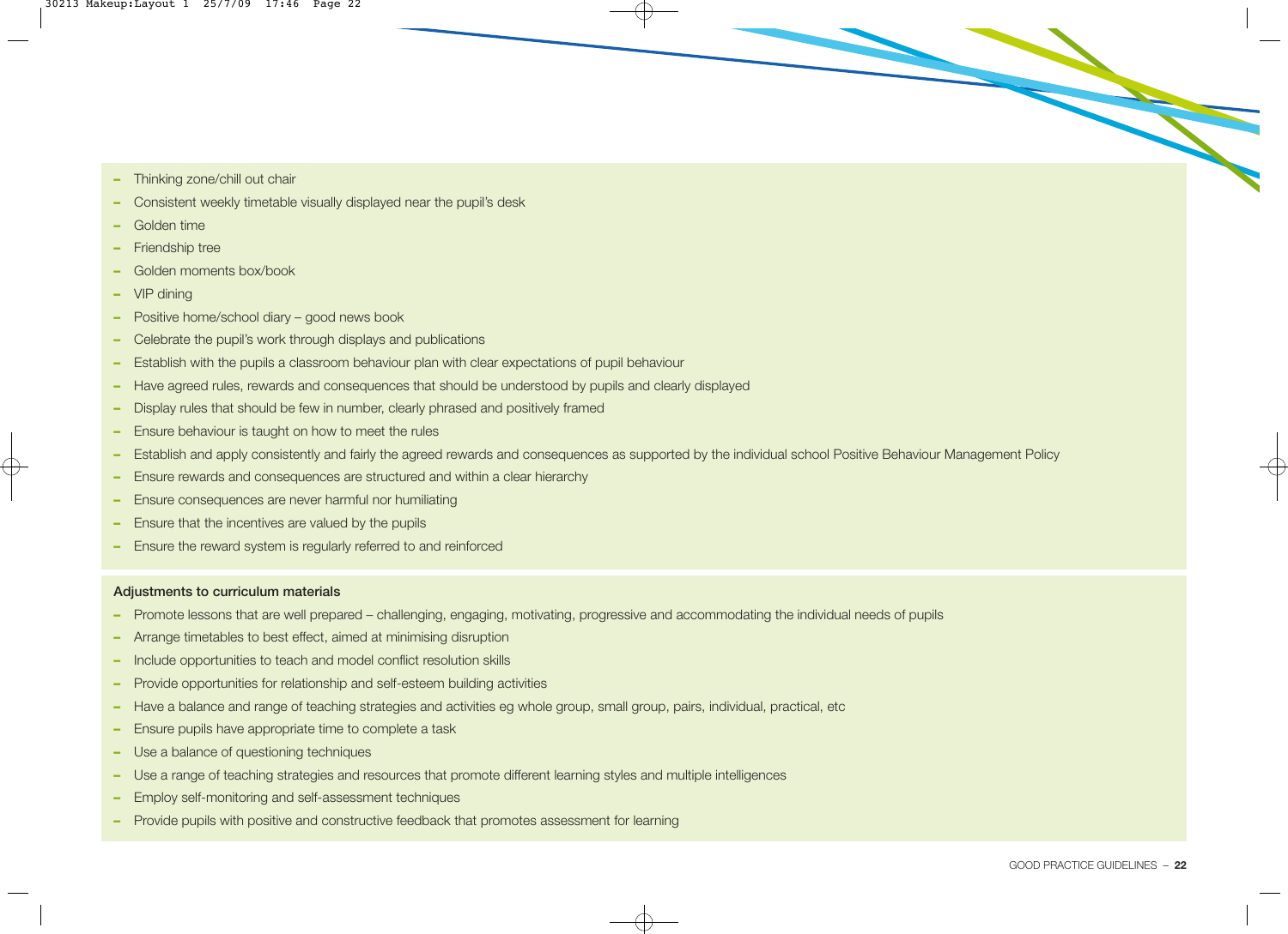- Thinking zone/chill out chair
- Consistent weekly timetable visually displayed near the pupil's desk
- Golden time
- Friendship tree
- Golden moments box/book
- VIP dining
- Positive home/school diary – good news book
- Celebrate the pupil's work through displays and publications
- Establish with the pupils a classroom behaviour plan with clear expectations of pupil behaviour
- Have agreed rules, rewards and consequences that should be understood by pupils and clearly displayed
- Display rules that should be few in number, clearly phrased and positively framed
- Ensure behaviour is taught on how to meet the rules
- Establish and apply consistently and fairly the agreed rewards and consequences as supported by the individual school Positive Behaviour Management Policy
- Ensure rewards and consequences are structured and within a clear hierarchy
- Ensure consequences are never harmful nor humiliating
- Ensure that the incentives are valued by the pupils
- Ensure the reward system is regularly referred to and reinforced

**Adjustments to curriculum materials**

- Promote lessons that are well prepared – challenging, engaging, motivating, progressive and accommodating the individual needs of pupils
- Arrange timetables to best effect, aimed at minimising disruption
- Include opportunities to teach and model conflict resolution skills
- Provide opportunities for relationship and self-esteem building activities
- Have a balance and range of teaching strategies and activities eg whole group, small group, pairs, individual, practical, etc
- Ensure pupils have appropriate time to complete a task
- Use a balance of questioning techniques
- Use a range of teaching strategies and resources that promote different learning styles and multiple intelligences
- Employ self-monitoring and self-assessment techniques
- Provide pupils with positive and constructive feedback that promotes assessment for learning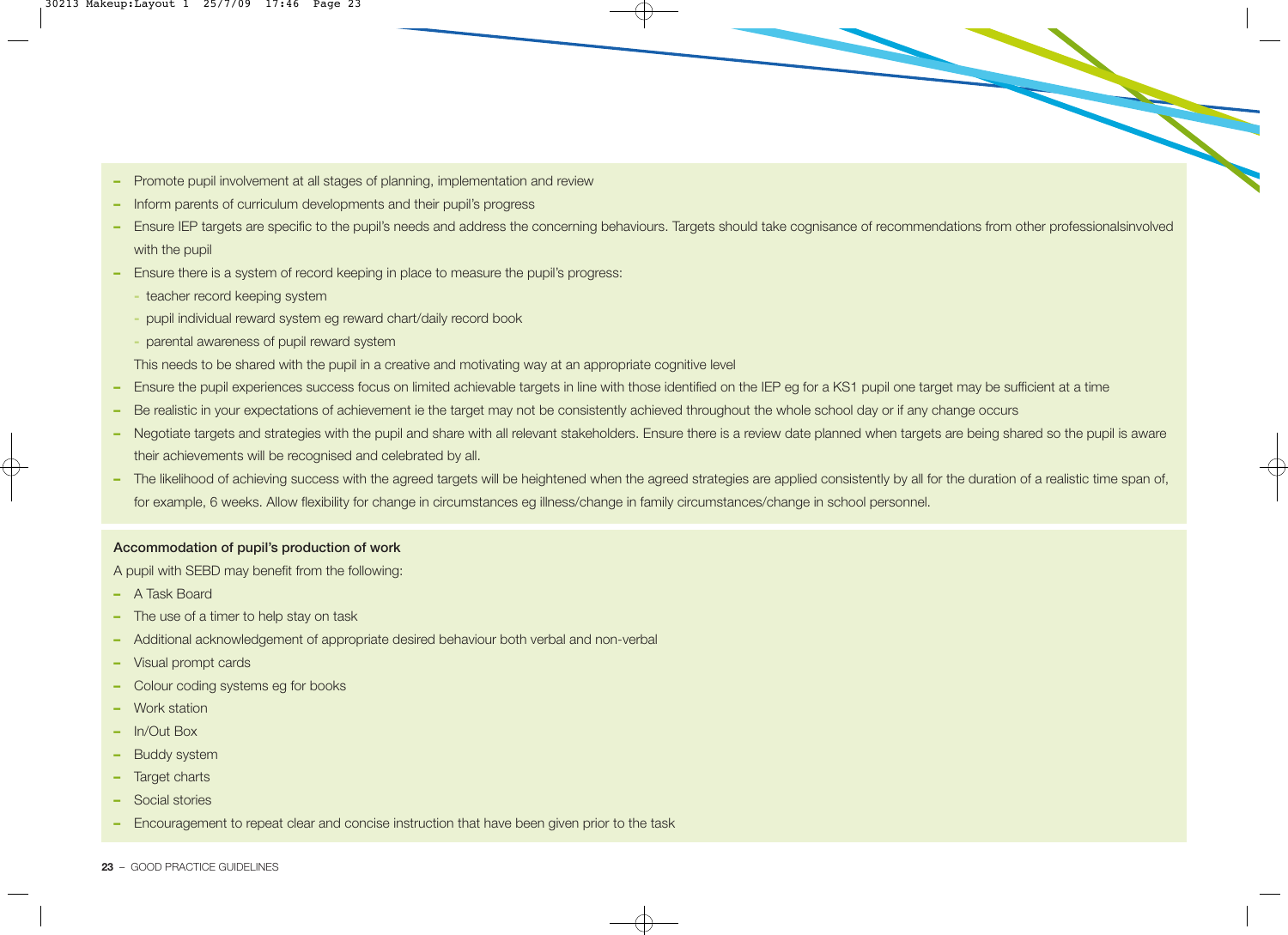- Promote pupil involvement at all stages of planning, implementation and review
- Inform parents of curriculum developments and their pupil's progress
- Ensure IEP targets are specific to the pupil's needs and address the concerning behaviours. Targets should take cognisance of recommendations from other professionalsinvolved with the pupil
- Ensure there is a system of record keeping in place to measure the pupil's progress:
  - teacher record keeping system
  - pupil individual reward system eg reward chart/daily record book
  - parental awareness of pupil reward system

  This needs to be shared with the pupil in a creative and motivating way at an appropriate cognitive level
- Ensure the pupil experiences success focus on limited achievable targets in line with those identified on the IEP eg for a KS1 pupil one target may be sufficient at a time
- Be realistic in your expectations of achievement ie the target may not be consistently achieved throughout the whole school day or if any change occurs
- Negotiate targets and strategies with the pupil and share with all relevant stakeholders. Ensure there is a review date planned when targets are being shared so the pupil is aware their achievements will be recognised and celebrated by all.
- The likelihood of achieving success with the agreed targets will be heightened when the agreed strategies are applied consistently by all for the duration of a realistic time span of, for example, 6 weeks. Allow flexibility for change in circumstances eg illness/change in family circumstances/change in school personnel.

**Accommodation of pupil's production of work**

A pupil with SEBD may benefit from the following:

- A Task Board
- The use of a timer to help stay on task
- Additional acknowledgement of appropriate desired behaviour both verbal and non-verbal
- Visual prompt cards
- Colour coding systems eg for books
- Work station
- In/Out Box
- Buddy system
- Target charts
- Social stories
- Encouragement to repeat clear and concise instruction that have been given prior to the task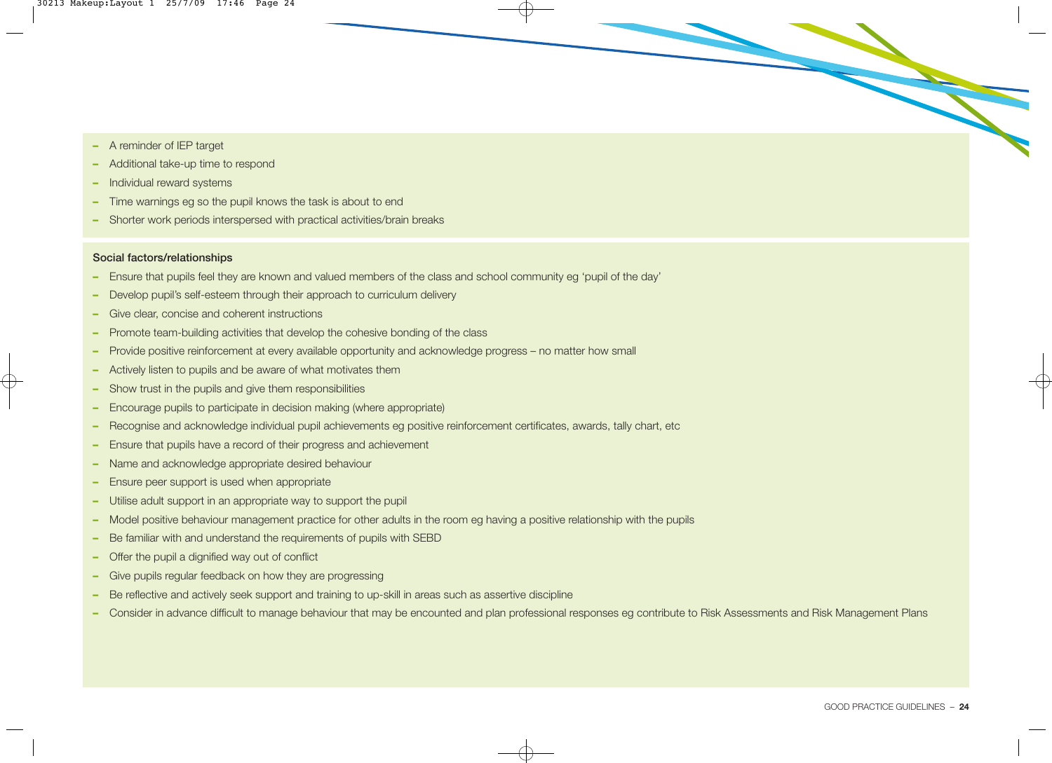- A reminder of IEP target
- Additional take-up time to respond
- Individual reward systems
- Time warnings eg so the pupil knows the task is about to end
- Shorter work periods interspersed with practical activities/brain breaks

**Social factors/relationships**

- Ensure that pupils feel they are known and valued members of the class and school community eg 'pupil of the day'
- Develop pupil's self-esteem through their approach to curriculum delivery
- Give clear, concise and coherent instructions
- Promote team-building activities that develop the cohesive bonding of the class
- Provide positive reinforcement at every available opportunity and acknowledge progress – no matter how small
- Actively listen to pupils and be aware of what motivates them
- Show trust in the pupils and give them responsibilities
- Encourage pupils to participate in decision making (where appropriate)
- Recognise and acknowledge individual pupil achievements eg positive reinforcement certificates, awards, tally chart, etc
- Ensure that pupils have a record of their progress and achievement
- Name and acknowledge appropriate desired behaviour
- Ensure peer support is used when appropriate
- Utilise adult support in an appropriate way to support the pupil
- Model positive behaviour management practice for other adults in the room eg having a positive relationship with the pupils
- Be familiar with and understand the requirements of pupils with SEBD
- Offer the pupil a dignified way out of conflict
- Give pupils regular feedback on how they are progressing
- Be reflective and actively seek support and training to up-skill in areas such as assertive discipline
- Consider in advance difficult to manage behaviour that may be encountered and plan professional responses eg contribute to Risk Assessments and Risk Management Plans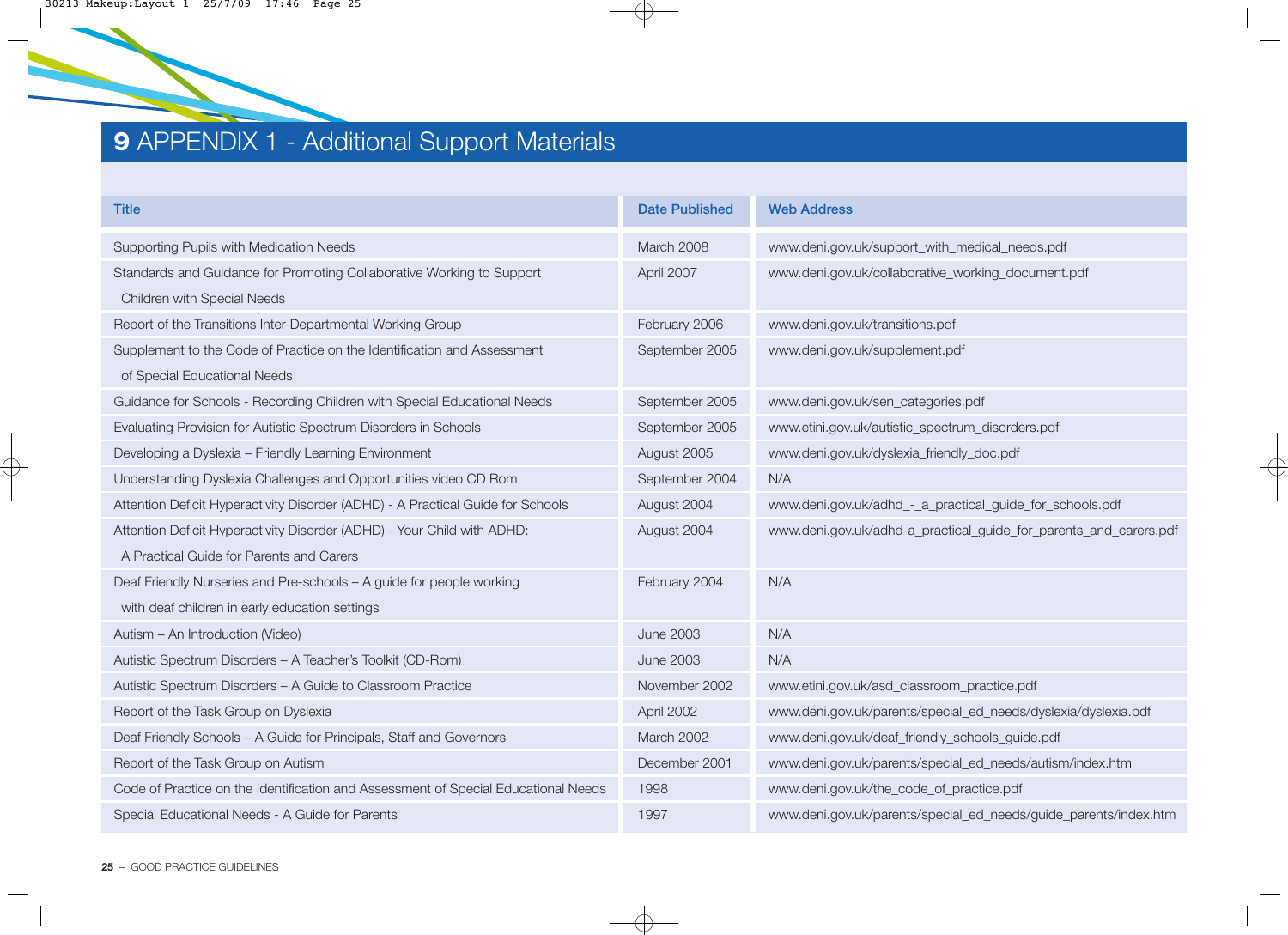# 9 APPENDIX 1 - Additional Support Materials

| Title | Date Published | Web Address |
|---|---|---|
| Supporting Pupils with Medication Needs | March 2008 | www.deni.gov.uk/support_with_medical_needs.pdf |
| Standards and Guidance for Promoting Collaborative Working to Support Children with Special Needs | April 2007 | www.deni.gov.uk/collaborative_working_document.pdf |
| Report of the Transitions Inter-Departmental Working Group | February 2006 | www.deni.gov.uk/transitions.pdf |
| Supplement to the Code of Practice on the Identification and Assessment of Special Educational Needs | September 2005 | www.deni.gov.uk/supplement.pdf |
| Guidance for Schools - Recording Children with Special Educational Needs | September 2005 | www.deni.gov.uk/sen_categories.pdf |
| Evaluating Provision for Autistic Spectrum Disorders in Schools | September 2005 | www.etini.gov.uk/autistic_spectrum_disorders.pdf |
| Developing a Dyslexia – Friendly Learning Environment | August 2005 | www.deni.gov.uk/dyslexia_friendly_doc.pdf |
| Understanding Dyslexia Challenges and Opportunities video CD Rom | September 2004 | N/A |
| Attention Deficit Hyperactivity Disorder (ADHD) - A Practical Guide for Schools | August 2004 | www.deni.gov.uk/adhd_-_a_practical_guide_for_schools.pdf |
| Attention Deficit Hyperactivity Disorder (ADHD) - Your Child with ADHD: A Practical Guide for Parents and Carers | August 2004 | www.deni.gov.uk/adhd-a_practical_guide_for_parents_and_carers.pdf |
| Deaf Friendly Nurseries and Pre-schools – A guide for people working with deaf children in early education settings | February 2004 | N/A |
| Autism – An Introduction (Video) | June 2003 | N/A |
| Autistic Spectrum Disorders – A Teacher's Toolkit (CD-Rom) | June 2003 | N/A |
| Autistic Spectrum Disorders – A Guide to Classroom Practice | November 2002 | www.etini.gov.uk/asd_classroom_practice.pdf |
| Report of the Task Group on Dyslexia | April 2002 | www.deni.gov.uk/parents/special_ed_needs/dyslexia/dyslexia.pdf |
| Deaf Friendly Schools – A Guide for Principals, Staff and Governors | March 2002 | www.deni.gov.uk/deaf_friendly_schools_guide.pdf |
| Report of the Task Group on Autism | December 2001 | www.deni.gov.uk/parents/special_ed_needs/autism/index.htm |
| Code of Practice on the Identification and Assessment of Special Educational Needs | 1998 | www.deni.gov.uk/the_code_of_practice.pdf |
| Special Educational Needs - A Guide for Parents | 1997 | www.deni.gov.uk/parents/special_ed_needs/guide_parents/index.htm |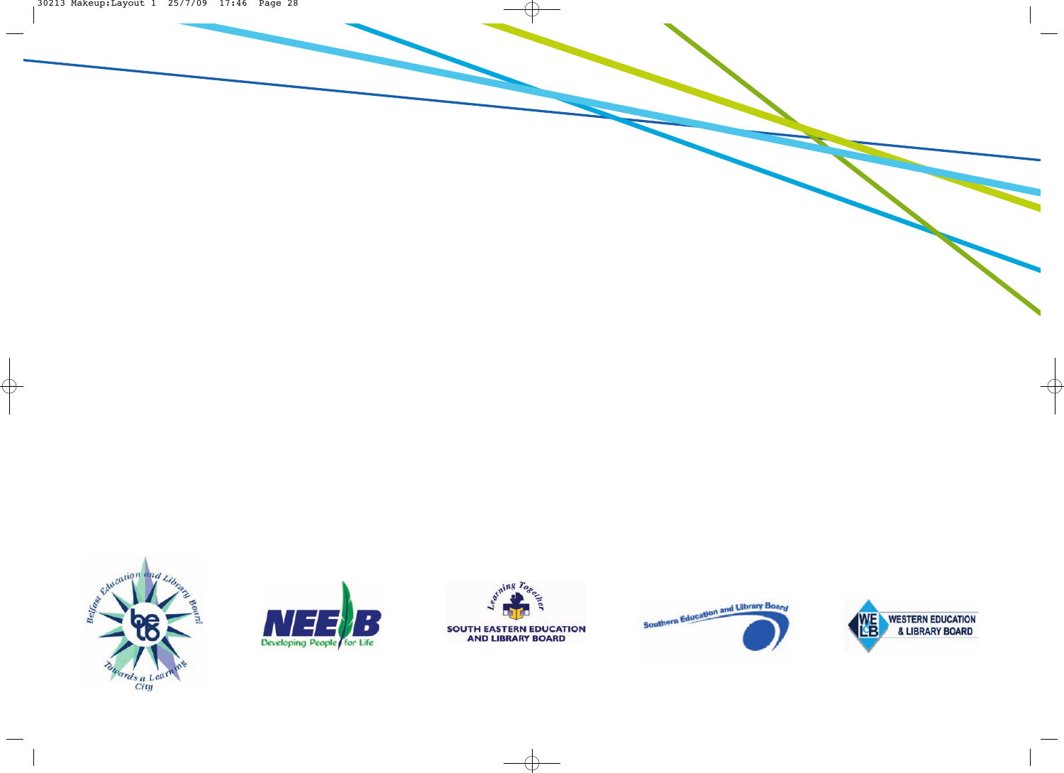Belfast Education and Library Board

Towards a Learning City

NEELB

Developing People for Life

Learning Together

SOUTH EASTERN EDUCATION AND LIBRARY BOARD

Southern Education and Library Board

WESTERN EDUCATION & LIBRARY BOARD